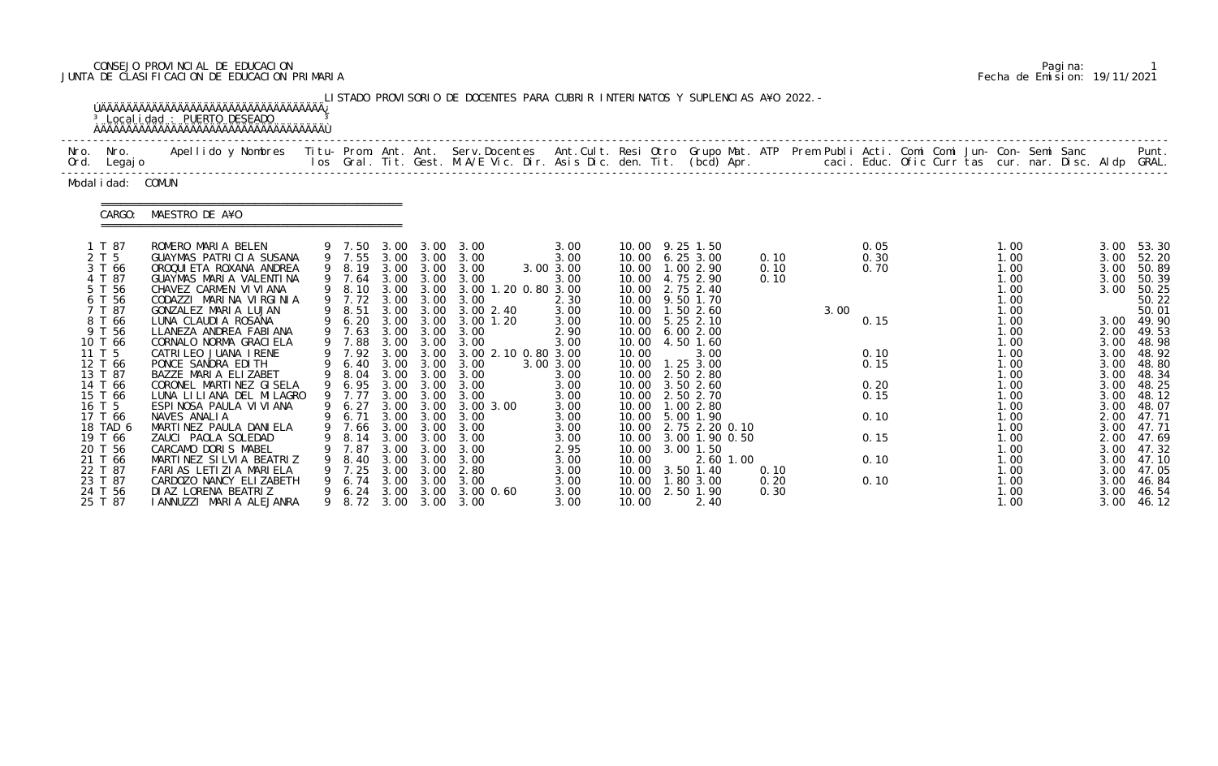CONSEJO PROVINCIAL DE EDUCACION
JUNTA DE CLASIFICACION DE EDUCACION PRIMARIA

Fecha de Emision: 19/11/2021

LISTADO PROVISORIO DE DOCENTES PARA CUBRIR INTERINATOS Y SUPLENCIAS A¥O 2022.-

Localidad : PUERTO DESEADO

Modalidad: COMUN

CARGO: MAESTRO DE A¥O

| Nro. Ord. | Nro. Legajo | Apellido y Nombres | Titu-los | Prom. Gral. | Ant. Tit. | Ant. Gest. | Serv.Docentes M.A/E Vic. Dir. | Ant.Cult. Asis Dic. | Resi den. | Otro Tit. | Grupo Mat. (bcd) | ATP Apr. | Prem | Publi caci. | Acti. Educ. | Comi Ofic | Comi Curr | Jun-tas | Con-cur. | Semi nar. | Sanc Disc. | Aldp | Punt. GRAL. |
|---|---|---|---|---|---|---|---|---|---|---|---|---|---|---|---|---|---|---|---|---|---|---|---|
| 1 | T 87 | ROMERO MARIA BELEN | 9 | 7.50 | 3.00 | 3.00 | 3.00 | 3.00 | 10.00 | 9.25 | 1.50 | | | | 0.05 | | | | 1.00 | | | 3.00 | 53.30 |
| 2 | T 5 | GUAYMAS PATRICIA SUSANA | 9 | 7.55 | 3.00 | 3.00 | 3.00 | 3.00 | 10.00 | 6.25 | 3.00 | 0.10 | | | 0.30 | | | | 1.00 | | | 3.00 | 52.20 |
| 3 | T 66 | OROQUIETA ROXANA ANDREA | 9 | 8.19 | 3.00 | 3.00 | 3.00 | 3.00 3.00 | 10.00 | 1.00 | 2.90 | 0.10 | | | 0.70 | | | | 1.00 | | | 3.00 | 50.89 |
| 4 | T 87 | GUAYMAS MARIA VALENTINA | 9 | 7.64 | 3.00 | 3.00 | 3.00 | 3.00 | 10.00 | 4.75 | 2.90 | 0.10 | | | | | | | 1.00 | | | 3.00 | 50.39 |
| 5 | T 56 | CHAVEZ CARMEN VIVIANA | 9 | 8.10 | 3.00 | 3.00 | 3.00 1.20 0.80 | 3.00 | 10.00 | 2.75 | 2.40 | | | | | | | | 1.00 | | | 3.00 | 50.25 |
| 6 | T 56 | CODAZZI MARINA VIRGINIA | 9 | 7.72 | 3.00 | 3.00 | 3.00 | 2.30 | 10.00 | 9.50 | 1.70 | | | | | | | | 1.00 | | | | 50.22 |
| 7 | T 87 | GONZALEZ MARIA LUJAN | 9 | 8.51 | 3.00 | 3.00 | 3.00 2.40 | 3.00 | 10.00 | 1.50 | 2.60 | | 3.00 | | | | | | 1.00 | | | | 50.01 |
| 8 | T 66 | LUNA CLAUDIA ROSANA | 9 | 6.20 | 3.00 | 3.00 | 3.00 1.20 | 3.00 | 10.00 | 5.25 | 2.10 | | | | 0.15 | | | | 1.00 | | | 3.00 | 49.90 |
| 9 | T 56 | LLANEZA ANDREA FABIANA | 9 | 7.63 | 3.00 | 3.00 | 3.00 | 2.90 | 10.00 | 6.00 | 2.00 | | | | | | | | 1.00 | | | 2.00 | 49.53 |
| 10 | T 66 | CORNALO NORMA GRACIELA | 9 | 7.88 | 3.00 | 3.00 | 3.00 | 3.00 | 10.00 | 4.50 | 1.60 | | | | | | | | 1.00 | | | 3.00 | 48.98 |
| 11 | T 5 | CATRILEO JUANA IRENE | 9 | 7.92 | 3.00 | 3.00 | 3.00 2.10 0.80 | 3.00 | 10.00 | | 3.00 | | | | 0.10 | | | | 1.00 | | | 3.00 | 48.92 |
| 12 | T 66 | PONCE SANDRA EDITH | 9 | 6.40 | 3.00 | 3.00 | 3.00 | 3.00 3.00 | 10.00 | 1.25 | 3.00 | | | | 0.15 | | | | 1.00 | | | 3.00 | 48.80 |
| 13 | T 87 | BAZZE MARIA ELIZABET | 9 | 8.04 | 3.00 | 3.00 | 3.00 | 3.00 | 10.00 | 2.50 | 2.80 | | | | | | | | 1.00 | | | 3.00 | 48.34 |
| 14 | T 66 | CORONEL MARTINEZ GISELA | 9 | 6.95 | 3.00 | 3.00 | 3.00 | 3.00 | 10.00 | 3.50 | 2.60 | | | | 0.20 | | | | 1.00 | | | 3.00 | 48.25 |
| 15 | T 66 | LUNA LILIANA DEL MILAGRO | 9 | 7.77 | 3.00 | 3.00 | 3.00 | 3.00 | 10.00 | 2.50 | 2.70 | | | | 0.15 | | | | 1.00 | | | 3.00 | 48.12 |
| 16 | T 5 | ESPINOSA PAULA VIVIANA | 9 | 6.27 | 3.00 | 3.00 | 3.00 3.00 | 3.00 | 10.00 | 1.00 | 2.80 | | | | | | | | 1.00 | | | 3.00 | 48.07 |
| 17 | T 66 | NAVES ANALIA | 9 | 6.71 | 3.00 | 3.00 | 3.00 | 3.00 | 10.00 | 5.00 | 1.90 | | | | 0.10 | | | | 1.00 | | | 2.00 | 47.71 |
| 18 | TAD 6 | MARTINEZ PAULA DANIELA | 9 | 7.66 | 3.00 | 3.00 | 3.00 | 3.00 | 10.00 | 2.75 | 2.20 0.10 | | | | | | | | 1.00 | | | 3.00 | 47.71 |
| 19 | T 66 | ZAUCI PAOLA SOLEDAD | 9 | 8.14 | 3.00 | 3.00 | 3.00 | 3.00 | 10.00 | 3.00 | 1.90 0.50 | | | | 0.15 | | | | 1.00 | | | 2.00 | 47.69 |
| 20 | T 56 | CARCAMO DORIS MABEL | 9 | 7.87 | 3.00 | 3.00 | 3.00 | 2.95 | 10.00 | 3.00 | 1.50 | | | | | | | | 1.00 | | | 3.00 | 47.32 |
| 21 | T 66 | MARTINEZ SILVIA BEATRIZ | 9 | 8.40 | 3.00 | 3.00 | 3.00 | 3.00 | 10.00 | | 2.60 1.00 | | | | 0.10 | | | | 1.00 | | | 3.00 | 47.10 |
| 22 | T 87 | FARIAS LETIZIA MARIELA | 9 | 7.25 | 3.00 | 3.00 | 2.80 | 3.00 | 10.00 | 3.50 | 1.40 | 0.10 | | | | | | | 1.00 | | | 3.00 | 47.05 |
| 23 | T 87 | CARDOZO NANCY ELIZABETH | 9 | 6.74 | 3.00 | 3.00 | 3.00 | 3.00 | 10.00 | 1.80 | 3.00 | 0.20 | | | 0.10 | | | | 1.00 | | | 3.00 | 46.84 |
| 24 | T 56 | DIAZ LORENA BEATRIZ | 9 | 6.24 | 3.00 | 3.00 | 3.00 0.60 | 3.00 | 10.00 | 2.50 | 1.90 | 0.30 | | | | | | | 1.00 | | | 3.00 | 46.54 |
| 25 | T 87 | IANNUZZI MARIA ALEJANRA | 9 | 8.72 | 3.00 | 3.00 | 3.00 | 3.00 | 10.00 | | 2.40 | | | | | | | | 1.00 | | | 3.00 | 46.12 |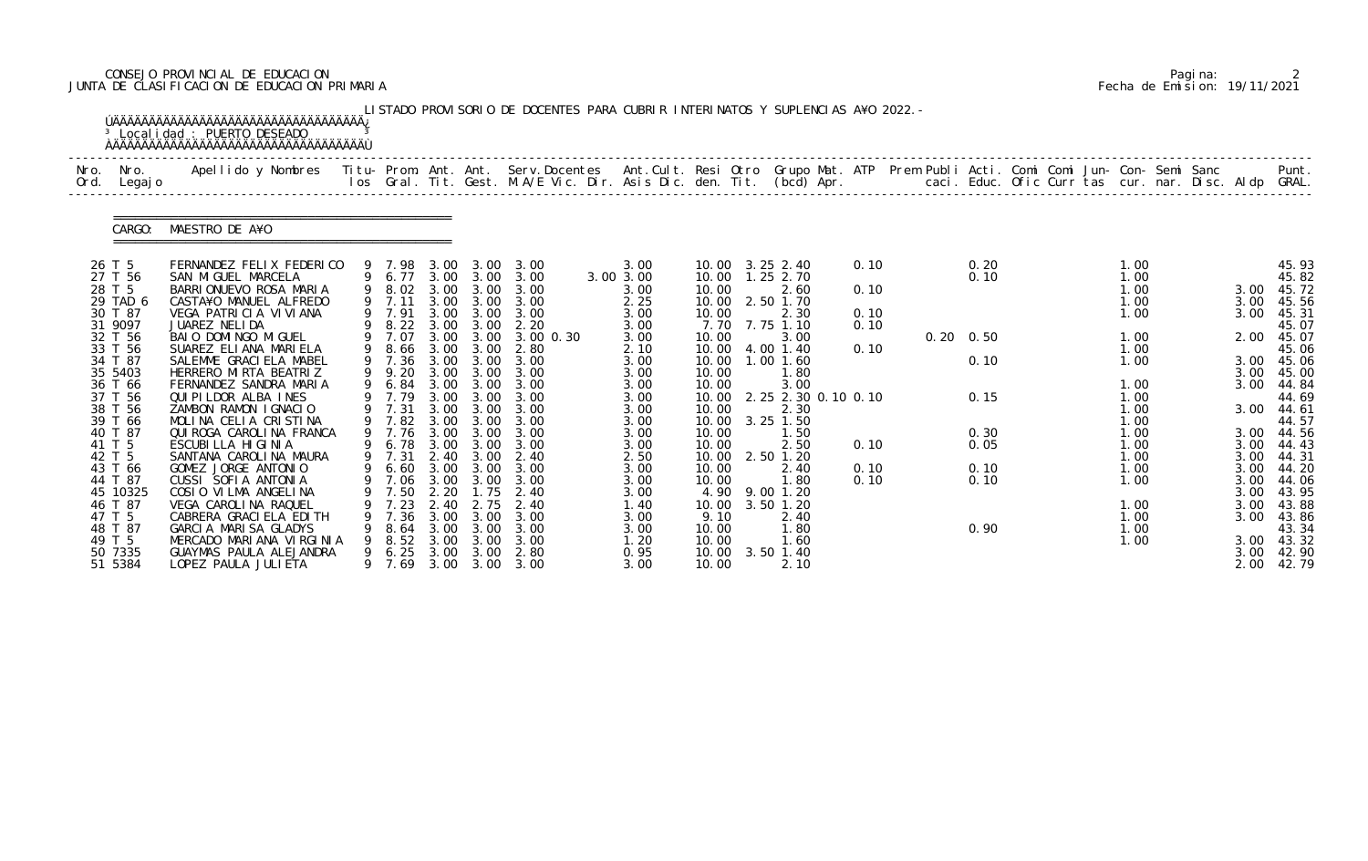CONSEJO PROVINCIAL DE EDUCACION
JUNTA DE CLASIFICACION DE EDUCACION PRIMARIA

Pagina: 2
Fecha de Emision: 19/11/2021

LISTADO PROVISORIO DE DOCENTES PARA CUBRIR INTERINATOS Y SUPLENCIAS A¥O 2022.-

Localidad : PUERTO DESEADO

CARGO: MAESTRO DE A¥O

| Nro. Ord. | Nro. Legajo | Apellido y Nombres | Titu- los | Prom. Gral. | Ant. Tit. | Ant. Gest. | Serv.Docentes M.A/E Vic. Dir. | Ant.Cult. Asis Dic. | Resi den. | Otro Tit. | Grupo Mat. (bcd) Apr. | ATP | Prem Publi caci. | Acti. Educ. | Comi Ofic | Comi Curr | Jun- tas | Con- cur. | Semi nar. | Sanc Disc. | Aldp | Punt. GRAL. |
|---|---|---|---|---|---|---|---|---|---|---|---|---|---|---|---|---|---|---|---|---|---|---|
| 26 | T 5 | FERNANDEZ FELIX FEDERICO | 9 | 7.98 | 3.00 | 3.00 | 3.00 | 3.00 | 10.00 | 3.25 | 2.40 | 0.10 | | 0.20 | | | | 1.00 | | | | 45.93 |
| 27 | T 56 | SAN MIGUEL MARCELA | 9 | 6.77 | 3.00 | 3.00 | 3.00 | 3.00 3.00 | 10.00 | 1.25 | 2.70 | | | 0.10 | | | | 1.00 | | | | 45.82 |
| 28 | T 5 | BARRIONUEVO ROSA MARIA | 9 | 8.02 | 3.00 | 3.00 | 3.00 | 3.00 | 10.00 | | 2.60 | 0.10 | | | | | | 1.00 | | | 3.00 | 45.72 |
| 29 | TAD 6 | CASTA¥O MANUEL ALFREDO | 9 | 7.11 | 3.00 | 3.00 | 3.00 | 2.25 | 10.00 | 2.50 | 1.70 | | | | | | | 1.00 | | | 3.00 | 45.56 |
| 30 | T 87 | VEGA PATRICIA VIVIANA | 9 | 7.91 | 3.00 | 3.00 | 3.00 | 3.00 | 10.00 | | 2.30 | 0.10 | | | | | | 1.00 | | | 3.00 | 45.31 |
| 31 | 9097 | JUAREZ NELIDA | 9 | 8.22 | 3.00 | 3.00 | 2.20 | 3.00 | 7.70 | 7.75 | 1.10 | 0.10 | | | | | | | | | | 45.07 |
| 32 | T 56 | BAIO DOMINGO MIGUEL | 9 | 7.07 | 3.00 | 3.00 | 3.00 0.30 | 3.00 | 10.00 | | 3.00 | | 0.20 | 0.50 | | | | 1.00 | | | 2.00 | 45.07 |
| 33 | T 56 | SUAREZ ELIANA MARIELA | 9 | 8.66 | 3.00 | 3.00 | 2.80 | 2.10 | 10.00 | 4.00 | 1.40 | 0.10 | | | | | | 1.00 | | | | 45.06 |
| 34 | T 87 | SALEMME GRACIELA MABEL | 9 | 7.36 | 3.00 | 3.00 | 3.00 | 3.00 | 10.00 | 1.00 | 1.60 | | | 0.10 | | | | 1.00 | | | 3.00 | 45.06 |
| 35 | 5403 | HERRERO MIRTA BEATRIZ | 9 | 9.20 | 3.00 | 3.00 | 3.00 | 3.00 | 10.00 | | 1.80 | | | | | | | | | | 3.00 | 45.00 |
| 36 | T 66 | FERNANDEZ SANDRA MARIA | 9 | 6.84 | 3.00 | 3.00 | 3.00 | 3.00 | 10.00 | | 3.00 | | | | | | | 1.00 | | | 3.00 | 44.84 |
| 37 | T 56 | QUIPILDOR ALBA INES | 9 | 7.79 | 3.00 | 3.00 | 3.00 | 3.00 | 10.00 | 2.25 | 2.30 0.10 | 0.10 | | 0.15 | | | | 1.00 | | | | 44.69 |
| 38 | T 56 | ZAMBON RAMON IGNACIO | 9 | 7.31 | 3.00 | 3.00 | 3.00 | 3.00 | 10.00 | | 2.30 | | | | | | | 1.00 | | | 3.00 | 44.61 |
| 39 | T 66 | MOLINA CELIA CRISTINA | 9 | 7.82 | 3.00 | 3.00 | 3.00 | 3.00 | 10.00 | 3.25 | 1.50 | | | | | | | 1.00 | | | | 44.57 |
| 40 | T 87 | QUIROGA CAROLINA FRANCA | 9 | 7.76 | 3.00 | 3.00 | 3.00 | 3.00 | 10.00 | | 1.50 | | | 0.30 | | | | 1.00 | | | 3.00 | 44.56 |
| 41 | T 5 | ESCUBILLA HIGINIA | 9 | 6.78 | 3.00 | 3.00 | 3.00 | 3.00 | 10.00 | | 2.50 | 0.10 | | 0.05 | | | | 1.00 | | | 3.00 | 44.43 |
| 42 | T 5 | SANTANA CAROLINA MAURA | 9 | 7.31 | 2.40 | 3.00 | 2.40 | 2.50 | 10.00 | 2.50 | 1.20 | | | | | | | 1.00 | | | 3.00 | 44.31 |
| 43 | T 66 | GOMEZ JORGE ANTONIO | 9 | 6.60 | 3.00 | 3.00 | 3.00 | 3.00 | 10.00 | | 2.40 | 0.10 | | 0.10 | | | | 1.00 | | | 3.00 | 44.20 |
| 44 | T 87 | CUSSI SOFIA ANTONIA | 9 | 7.06 | 3.00 | 3.00 | 3.00 | 3.00 | 10.00 | | 1.80 | 0.10 | | 0.10 | | | | 1.00 | | | 3.00 | 44.06 |
| 45 | 10325 | COSIO VILMA ANGELINA | 9 | 7.50 | 2.20 | 1.75 | 2.40 | 3.00 | 4.90 | 9.00 | 1.20 | | | | | | | | | | 3.00 | 43.95 |
| 46 | T 87 | VEGA CAROLINA RAQUEL | 9 | 7.23 | 2.40 | 2.75 | 2.40 | 1.40 | 10.00 | 3.50 | 1.20 | | | | | | | 1.00 | | | 3.00 | 43.88 |
| 47 | T 5 | CABRERA GRACIELA EDITH | 9 | 7.36 | 3.00 | 3.00 | 3.00 | 3.00 | 9.10 | | 2.40 | | | | | | | 1.00 | | | 3.00 | 43.86 |
| 48 | T 87 | GARCIA MARISA GLADYS | 9 | 8.64 | 3.00 | 3.00 | 3.00 | 3.00 | 10.00 | | 1.80 | | | 0.90 | | | | 1.00 | | | | 43.34 |
| 49 | T 5 | MERCADO MARIANA VIRGINIA | 9 | 8.52 | 3.00 | 3.00 | 3.00 | 1.20 | 10.00 | | 1.60 | | | | | | | 1.00 | | | 3.00 | 43.32 |
| 50 | 7335 | GUAYMAS PAULA ALEJANDRA | 9 | 6.25 | 3.00 | 3.00 | 2.80 | 0.95 | 10.00 | 3.50 | 1.40 | | | | | | | | | | 3.00 | 42.90 |
| 51 | 5384 | LOPEZ PAULA JULIETA | 9 | 7.69 | 3.00 | 3.00 | 3.00 | 3.00 | 10.00 | | 2.10 | | | | | | | | | | 2.00 | 42.79 |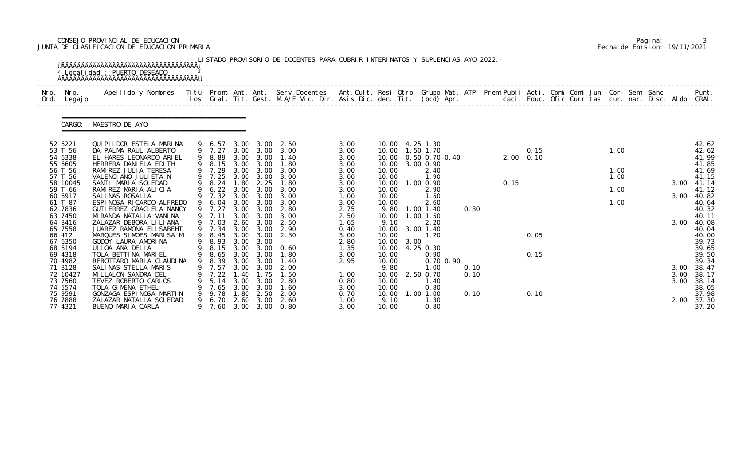CONSEJO PROVINCIAL DE EDUCACION
JUNTA DE CLASIFICACION DE EDUCACION PRIMARIA

Fecha de Emision: 19/11/2021

LISTADO PROVISORIO DE DOCENTES PARA CUBRIR INTERINATOS Y SUPLENCIAS A¥O 2022.-

Localidad : PUERTO DESEADO

CARGO: MAESTRO DE A¥O

| Nro. Ord. | Nro. Legajo | Apellido y Nombres | Titu- los | Prom. Gral. | Ant. Tit. | Ant. Gest. | Serv.Docentes M.A/E Vic. Dir. | Ant.Cult. Asis Dic. | Resi den. | Otro Tit. | Grupo Mat. (bcd) | ATP Apr. | Prem | Publi caci. | Acti. Educ. | Comi Ofic | Comi Curr | Jun- tas | Con- cur. | Semi nar. | Sanc Disc. | Aldp | Punt. GRAL. |
|---|---|---|---|---|---|---|---|---|---|---|---|---|---|---|---|---|---|---|---|---|---|---|---|
| 52 | 6221 | QUIPILDOR ESTELA MARINA | 9 | 6.57 | 3.00 | 3.00 | 2.50 | 3.00 | 10.00 | 4.25 | 1.30 | | | | | | | | | | | | 42.62 |
| 53 | T 56 | DA PALMA RAUL ALBERTO | 9 | 7.27 | 3.00 | 3.00 | 3.00 | 3.00 | 10.00 | 1.50 | 1.70 | | | | 0.15 | | | | 1.00 | | | | 42.62 |
| 54 | 6338 | EL HARES LEONARDO ARIEL | 9 | 8.89 | 3.00 | 3.00 | 1.40 | 3.00 | 10.00 | 0.50 | 0.70 0.40 | | | 2.00 | 0.10 | | | | | | | | 41.99 |
| 55 | 6605 | HERRERA DANIELA EDITH | 9 | 8.15 | 3.00 | 3.00 | 1.80 | 3.00 | 10.00 | 3.00 | 0.90 | | | | | | | | | | | | 41.85 |
| 56 | T 56 | RAMIREZ JULIA TERESA | 9 | 7.29 | 3.00 | 3.00 | 3.00 | 3.00 | 10.00 | | 2.40 | | | | | | | | 1.00 | | | | 41.69 |
| 57 | T 56 | VALENCIANO JULIETA N | 9 | 7.25 | 3.00 | 3.00 | 3.00 | 3.00 | 10.00 | | 1.90 | | | | | | | | 1.00 | | | | 41.15 |
| 58 | 10045 | SANTI MARIA SOLEDAD | 9 | 8.24 | 1.80 | 2.25 | 1.80 | 3.00 | 10.00 | 1.00 | 0.90 | | | 0.15 | | | | | | | | 3.00 | 41.14 |
| 59 | T 66 | RAMIREZ MARIA ALICIA | 9 | 6.22 | 3.00 | 3.00 | 3.00 | 3.00 | 10.00 | | 2.90 | | | | | | | | 1.00 | | | | 41.12 |
| 60 | 6917 | SALINAS ROSALIA | 9 | 7.32 | 3.00 | 3.00 | 3.00 | 1.00 | 10.00 | | 1.50 | | | | | | | | | | | 3.00 | 40.82 |
| 61 | T 87 | ESPINOSA RICARDO ALFREDO | 9 | 6.04 | 3.00 | 3.00 | 3.00 | 3.00 | 10.00 | | 2.60 | | | | | | | | 1.00 | | | | 40.64 |
| 62 | 7836 | GUTIERREZ GRACIELA NANCY | 9 | 7.27 | 3.00 | 3.00 | 2.80 | 2.75 | 9.80 | 1.00 | 1.40 | 0.30 | | | | | | | | | | | 40.32 |
| 63 | 7450 | MIRANDA NATALIA VANINA | 9 | 7.11 | 3.00 | 3.00 | 3.00 | 2.50 | 10.00 | 1.00 | 1.50 | | | | | | | | | | | | 40.11 |
| 64 | 8416 | ZALAZAR DEBORA LILIANA | 9 | 7.03 | 2.60 | 3.00 | 2.50 | 1.65 | 9.10 | | 2.20 | | | | | | | | | | | 3.00 | 40.08 |
| 65 | 7558 | JUAREZ RAMONA ELISABEHT | 9 | 7.34 | 3.00 | 3.00 | 2.90 | 0.40 | 10.00 | 3.00 | 1.40 | | | | | | | | | | | | 40.04 |
| 66 | 412 | MARQUES SIMOES MARISA M | 9 | 8.45 | 3.00 | 3.00 | 2.30 | 3.00 | 10.00 | | 1.20 | | | | 0.05 | | | | | | | | 40.00 |
| 67 | 6350 | GODOY LAURA AMORINA | 9 | 8.93 | 3.00 | 3.00 | | 2.80 | 10.00 | 3.00 | | | | | | | | | | | | | 39.73 |
| 68 | 6194 | ULLOA ANA DELIA | 9 | 8.15 | 3.00 | 3.00 | 0.60 | 1.35 | 10.00 | 4.25 | 0.30 | | | | | | | | | | | | 39.65 |
| 69 | 4318 | TOLA BETTINA MARIEL | 9 | 8.65 | 3.00 | 3.00 | 1.80 | 3.00 | 10.00 | | 0.90 | | | | 0.15 | | | | | | | | 39.50 |
| 70 | 4982 | REBOTTARO MARIA CLAUDINA | 9 | 8.39 | 3.00 | 3.00 | 1.40 | 2.95 | 10.00 | | 0.70 0.90 | | | | | | | | | | | | 39.34 |
| 71 | 8128 | SALINAS STELLA MARIS | 9 | 7.57 | 3.00 | 3.00 | 2.00 | | 9.80 | | 1.00 | 0.10 | | | | | | | | | | 3.00 | 38.47 |
| 72 | 10427 | MILLALON SANDRA DEL | 9 | 7.22 | 1.40 | 1.75 | 1.50 | 1.00 | 10.00 | 2.50 | 0.70 | 0.10 | | | | | | | | | | 3.00 | 38.17 |
| 73 | 7560 | TEVEZ ROBERTO CARLOS | 9 | 5.14 | 3.00 | 3.00 | 2.80 | 0.80 | 10.00 | | 1.40 | | | | | | | | | | | 3.00 | 38.14 |
| 74 | 5574 | TOLA GIMENA ETHEL | 9 | 7.65 | 3.00 | 3.00 | 1.60 | 3.00 | 10.00 | | 0.80 | | | | | | | | | | | | 38.05 |
| 75 | 9591 | GONZAGA ESPINOSA MARTIN | 9 | 9.78 | 1.80 | 2.50 | 2.00 | 0.70 | 10.00 | 1.00 | 1.00 | 0.10 | | | 0.10 | | | | | | | | 37.98 |
| 76 | 7888 | ZALAZAR NATALIA SOLEDAD | 9 | 6.70 | 2.60 | 3.00 | 2.60 | 1.00 | 9.10 | | 1.30 | | | | | | | | | | | 2.00 | 37.30 |
| 77 | 4321 | BUENO MARIA CARLA | 9 | 7.60 | 3.00 | 3.00 | 0.80 | 3.00 | 10.00 | | 0.80 | | | | | | | | | | | | 37.20 |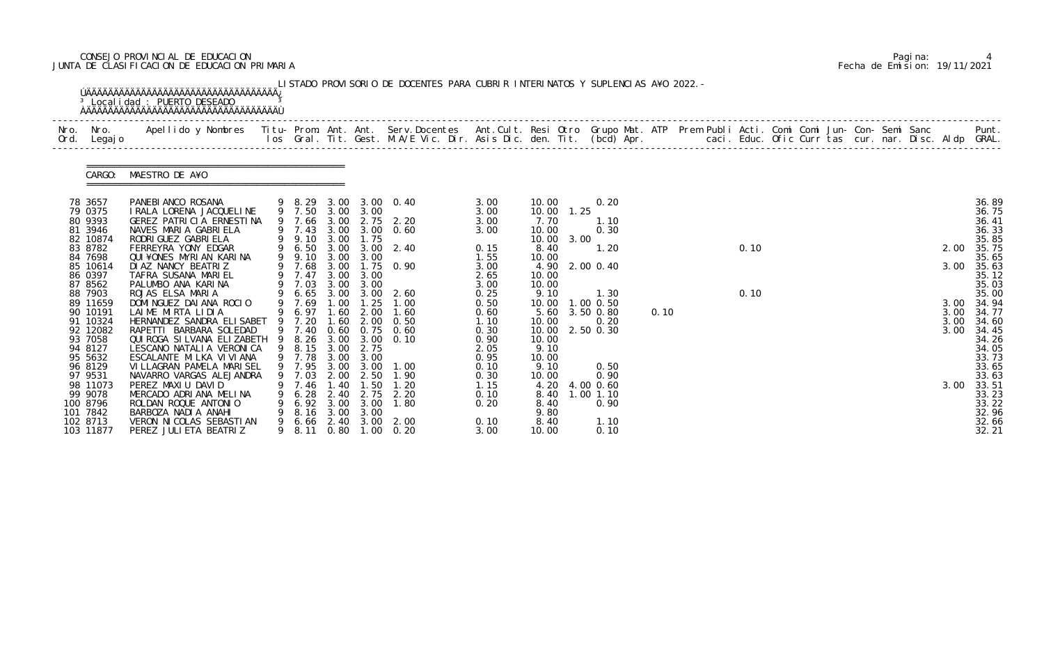CONSEJO PROVINCIAL DE EDUCACION
JUNTA DE CLASIFICACION DE EDUCACION PRIMARIA

Fecha de Emision: 19/11/2021

LISTADO PROVISORIO DE DOCENTES PARA CUBRIR INTERINATOS Y SUPLENCIAS A¥O 2022.-

Localidad : PUERTO DESEADO

CARGO: MAESTRO DE A¥O

| Nro. Ord. | Nro. Legajo | Apellido y Nombres | Titu- los | Prom. Gral. | Ant. Tit. | Ant. Gest. | Serv.Docentes M.A/E Vic. Dir. | Ant.Cult. Asis Dic. | Resi den. | Otro Tit. | Grupo Mat. (bcd) Apr. | ATP | Prem Publi caci. | Acti. Educ. | Comi Ofic | Comi Curr | Jun- tas | Con- cur. | Semi nar. | Sanc Disc. | Aldp | Punt. GRAL. |
|---|---|---|---|---|---|---|---|---|---|---|---|---|---|---|---|---|---|---|---|---|---|---|
| 78 | 3657 | PANEBIANCO ROSANA | 9 | 8.29 | 3.00 | 3.00 | 0.40 | 3.00 | 10.00 | | 0.20 | | | | | | | | | | | 36.89 |
| 79 | 0375 | IRALA LORENA JACQUELINE | 9 | 7.50 | 3.00 | 3.00 | | 3.00 | 10.00 | 1.25 | | | | | | | | | | | | 36.75 |
| 80 | 9393 | GEREZ PATRICIA ERNESTINA | 9 | 7.66 | 3.00 | 2.75 | 2.20 | 3.00 | 7.70 | | 1.10 | | | | | | | | | | | 36.41 |
| 81 | 3946 | NAVES MARIA GABRIELA | 9 | 7.43 | 3.00 | 3.00 | 0.60 | 3.00 | 10.00 | | 0.30 | | | | | | | | | | | 36.33 |
| 82 | 10874 | RODRIGUEZ GABRIELA | 9 | 9.10 | 3.00 | 1.75 | | | 10.00 | 3.00 | | | | | | | | | | | | 35.85 |
| 83 | 8782 | FERREYRA YONY EDGAR | 9 | 6.50 | 3.00 | 3.00 | 2.40 | 0.15 | 8.40 | | 1.20 | | | 0.10 | | | | | | | 2.00 | 35.75 |
| 84 | 7698 | QUI¥ONES MYRIAN KARINA | 9 | 9.10 | 3.00 | 3.00 | | 1.55 | 10.00 | | | | | | | | | | | | | 35.65 |
| 85 | 10614 | DIAZ NANCY BEATRIZ | 9 | 7.68 | 3.00 | 1.75 | 0.90 | 3.00 | 4.90 | 2.00 | 0.40 | | | | | | | | | | 3.00 | 35.63 |
| 86 | 0397 | TAFRA SUSANA MARIEL | 9 | 7.47 | 3.00 | 3.00 | | 2.65 | 10.00 | | | | | | | | | | | | | 35.12 |
| 87 | 8562 | PALUMBO ANA KARINA | 9 | 7.03 | 3.00 | 3.00 | | 3.00 | 10.00 | | | | | | | | | | | | | 35.03 |
| 88 | 7903 | ROJAS ELSA MARIA | 9 | 6.65 | 3.00 | 3.00 | 2.60 | 0.25 | 9.10 | | 1.30 | | | 0.10 | | | | | | | | 35.00 |
| 89 | 11659 | DOMINGUEZ DAIANA ROCIO | 9 | 7.69 | 1.00 | 1.25 | 1.00 | 0.50 | 10.00 | 1.00 | 0.50 | | | | | | | | | | 3.00 | 34.94 |
| 90 | 10191 | LAIME MIRTA LIDIA | 9 | 6.97 | 1.60 | 2.00 | 1.60 | 0.60 | 5.60 | 3.50 | 0.80 | 0.10 | | | | | | | | | 3.00 | 34.77 |
| 91 | 10324 | HERNANDEZ SANDRA ELISABET | 9 | 7.20 | 1.60 | 2.00 | 0.50 | 1.10 | 10.00 | | 0.20 | | | | | | | | | | 3.00 | 34.60 |
| 92 | 12082 | RAPETTI BARBARA SOLEDAD | 9 | 7.40 | 0.60 | 0.75 | 0.60 | 0.30 | 10.00 | 2.50 | 0.30 | | | | | | | | | | 3.00 | 34.45 |
| 93 | 7058 | QUIROGA SILVANA ELIZABETH | 9 | 8.26 | 3.00 | 3.00 | 0.10 | 0.90 | 10.00 | | | | | | | | | | | | | 34.26 |
| 94 | 8127 | LESCANO NATALIA VERONICA | 9 | 8.15 | 3.00 | 2.75 | | 2.05 | 9.10 | | | | | | | | | | | | | 34.05 |
| 95 | 5632 | ESCALANTE MILKA VIVIANA | 9 | 7.78 | 3.00 | 3.00 | | 0.95 | 10.00 | | | | | | | | | | | | | 33.73 |
| 96 | 8129 | VILLAGRAN PAMELA MARISEL | 9 | 7.95 | 3.00 | 3.00 | 1.00 | 0.10 | 9.10 | | 0.50 | | | | | | | | | | | 33.65 |
| 97 | 9531 | NAVARRO VARGAS ALEJANDRA | 9 | 7.03 | 2.00 | 2.50 | 1.90 | 0.30 | 10.00 | | 0.90 | | | | | | | | | | | 33.63 |
| 98 | 11073 | PEREZ MAXIU DAVID | 9 | 7.46 | 1.40 | 1.50 | 1.20 | 1.15 | 4.20 | 4.00 | 0.60 | | | | | | | | | | 3.00 | 33.51 |
| 99 | 9078 | MERCADO ADRIANA MELINA | 9 | 6.28 | 2.40 | 2.75 | 2.20 | 0.10 | 8.40 | 1.00 | 1.10 | | | | | | | | | | | 33.23 |
| 100 | 8796 | ROLDAN ROQUE ANTONIO | 9 | 6.92 | 3.00 | 3.00 | 1.80 | 0.20 | 8.40 | | 0.90 | | | | | | | | | | | 33.22 |
| 101 | 7842 | BARBOZA NADIA ANAHI | 9 | 8.16 | 3.00 | 3.00 | | | 9.80 | | | | | | | | | | | | | 32.96 |
| 102 | 8713 | VERON NICOLAS SEBASTIAN | 9 | 6.66 | 2.40 | 3.00 | 2.00 | 0.10 | 8.40 | | 1.10 | | | | | | | | | | | 32.66 |
| 103 | 11877 | PEREZ JULIETA BEATRIZ | 9 | 8.11 | 0.80 | 1.00 | 0.20 | 3.00 | 10.00 | | 0.10 | | | | | | | | | | | 32.21 |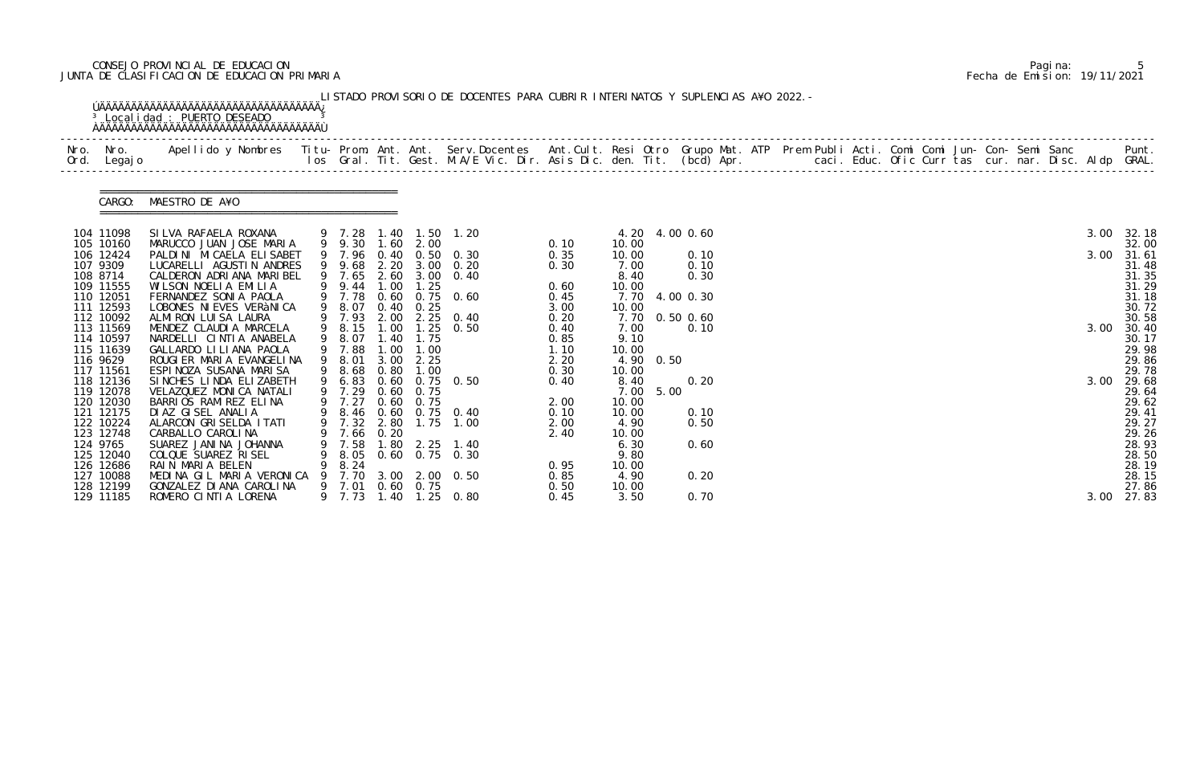CONSEJO PROVINCIAL DE EDUCACION
JUNTA DE CLASIFICACION DE EDUCACION PRIMARIA

Fecha de Emision: 19/11/2021

LISTADO PROVISORIO DE DOCENTES PARA CUBRIR INTERINATOS Y SUPLENCIAS A¥O 2022.-

Localidad : PUERTO DESEADO

CARGO: MAESTRO DE A¥O

| Nro. Ord. | Nro. Legajo | Apellido y Nombres | Titu- los | Prom. Gral. | Ant. Tit. | Ant. Gest. | Serv.Docentes M.A/E Vic. Dir. | Ant.Cult. Asis Dic. | Resi den. | Otro Tit. | Grupo Mat. (bcd) | ATP Apr. | Prem Publi caci. | Acti. Educ. | Comi Ofic | Comi Curr | Jun- tas | Con- cur. | Semi nar. | Sanc Disc. | Aldp | Punt. GRAL. |
|---|---|---|---|---|---|---|---|---|---|---|---|---|---|---|---|---|---|---|---|---|---|---|
| 104 | 11098 | SILVA RAFAELA ROXANA | 9 | 7.28 | 1.40 | 1.50 | 1.20 | | 4.20 | 4.00 | 0.60 | | | | | | | | | | 3.00 | 32.18 |
| 105 | 10160 | MARUCCO JUAN JOSE MARIA | 9 | 9.30 | 1.60 | 2.00 | | 0.10 | 10.00 | | | | | | | | | | | | | 32.00 |
| 106 | 12424 | PALDINI MICAELA ELISABET | 9 | 7.96 | 0.40 | 0.50 | 0.30 | 0.35 | 10.00 | | 0.10 | | | | | | | | | | 3.00 | 31.61 |
| 107 | 9309 | LUCARELLI AGUSTIN ANDRES | 9 | 9.68 | 2.20 | 3.00 | 0.20 | 0.30 | 7.00 | | 0.10 | | | | | | | | | | | 31.48 |
| 108 | 8714 | CALDERON ADRIANA MARIBEL | 9 | 7.65 | 2.60 | 3.00 | 0.40 | | 8.40 | | 0.30 | | | | | | | | | | | 31.35 |
| 109 | 11555 | WILSON NOELIA EMILIA | 9 | 9.44 | 1.00 | 1.25 | | 0.60 | 10.00 | | | | | | | | | | | | | 31.29 |
| 110 | 12051 | FERNANDEZ SONIA PAOLA | 9 | 7.78 | 0.60 | 0.75 | 0.60 | 0.45 | 7.70 | 4.00 | 0.30 | | | | | | | | | | | 31.18 |
| 111 | 12593 | LOBONES NIEVES VERàNICA | 9 | 8.07 | 0.40 | 0.25 | | 3.00 | 10.00 | | | | | | | | | | | | | 30.72 |
| 112 | 10092 | ALMIRON LUISA LAURA | 9 | 7.93 | 2.00 | 2.25 | 0.40 | 0.20 | 7.70 | 0.50 | 0.60 | | | | | | | | | | | 30.58 |
| 113 | 11569 | MENDEZ CLAUDIA MARCELA | 9 | 8.15 | 1.00 | 1.25 | 0.50 | 0.40 | 7.00 | | 0.10 | | | | | | | | | | 3.00 | 30.40 |
| 114 | 10597 | NARDELLI CINTIA ANABELA | 9 | 8.07 | 1.40 | 1.75 | | 0.85 | 9.10 | | | | | | | | | | | | | 30.17 |
| 115 | 11639 | GALLARDO LILIANA PAOLA | 9 | 7.88 | 1.00 | 1.00 | | 1.10 | 10.00 | | | | | | | | | | | | | 29.98 |
| 116 | 9629 | ROUGIER MARIA EVANGELINA | 9 | 8.01 | 3.00 | 2.25 | | 2.20 | 4.90 | 0.50 | | | | | | | | | | | | 29.86 |
| 117 | 11561 | ESPINOZA SUSANA MARISA | 9 | 8.68 | 0.80 | 1.00 | | 0.30 | 10.00 | | | | | | | | | | | | | 29.78 |
| 118 | 12136 | SINCHES LINDA ELIZABETH | 9 | 6.83 | 0.60 | 0.75 | 0.50 | 0.40 | 8.40 | | 0.20 | | | | | | | | | | 3.00 | 29.68 |
| 119 | 12078 | VELAZQUEZ MONICA NATALI | 9 | 7.29 | 0.60 | 0.75 | | | 7.00 | 5.00 | | | | | | | | | | | | 29.64 |
| 120 | 12030 | BARRIOS RAMIREZ ELINA | 9 | 7.27 | 0.60 | 0.75 | | 2.00 | 10.00 | | | | | | | | | | | | | 29.62 |
| 121 | 12175 | DIAZ GISEL ANALIA | 9 | 8.46 | 0.60 | 0.75 | 0.40 | 0.10 | 10.00 | | 0.10 | | | | | | | | | | | 29.41 |
| 122 | 10224 | ALARCON GRISELDA ITATI | 9 | 7.32 | 2.80 | 1.75 | 1.00 | 2.00 | 4.90 | | 0.50 | | | | | | | | | | | 29.27 |
| 123 | 12748 | CARBALLO CAROLINA | 9 | 7.66 | 0.20 | | | 2.40 | 10.00 | | | | | | | | | | | | | 29.26 |
| 124 | 9765 | SUAREZ JANINA JOHANNA | 9 | 7.58 | 1.80 | 2.25 | 1.40 | | 6.30 | | 0.60 | | | | | | | | | | | 28.93 |
| 125 | 12040 | COLQUE SUAREZ RISEL | 9 | 8.05 | 0.60 | 0.75 | 0.30 | | 9.80 | | | | | | | | | | | | | 28.50 |
| 126 | 12686 | RAIN MARIA BELEN | 9 | 8.24 | | | | 0.95 | 10.00 | | | | | | | | | | | | | 28.19 |
| 127 | 10088 | MEDINA GIL MARIA VERONICA | 9 | 7.70 | 3.00 | 2.00 | 0.50 | 0.85 | 4.90 | | 0.20 | | | | | | | | | | | 28.15 |
| 128 | 12199 | GONZALEZ DIANA CAROLINA | 9 | 7.01 | 0.60 | 0.75 | | 0.50 | 10.00 | | | | | | | | | | | | | 27.86 |
| 129 | 11185 | ROMERO CINTIA LORENA | 9 | 7.73 | 1.40 | 1.25 | 0.80 | 0.45 | 3.50 | | 0.70 | | | | | | | | | | 3.00 | 27.83 |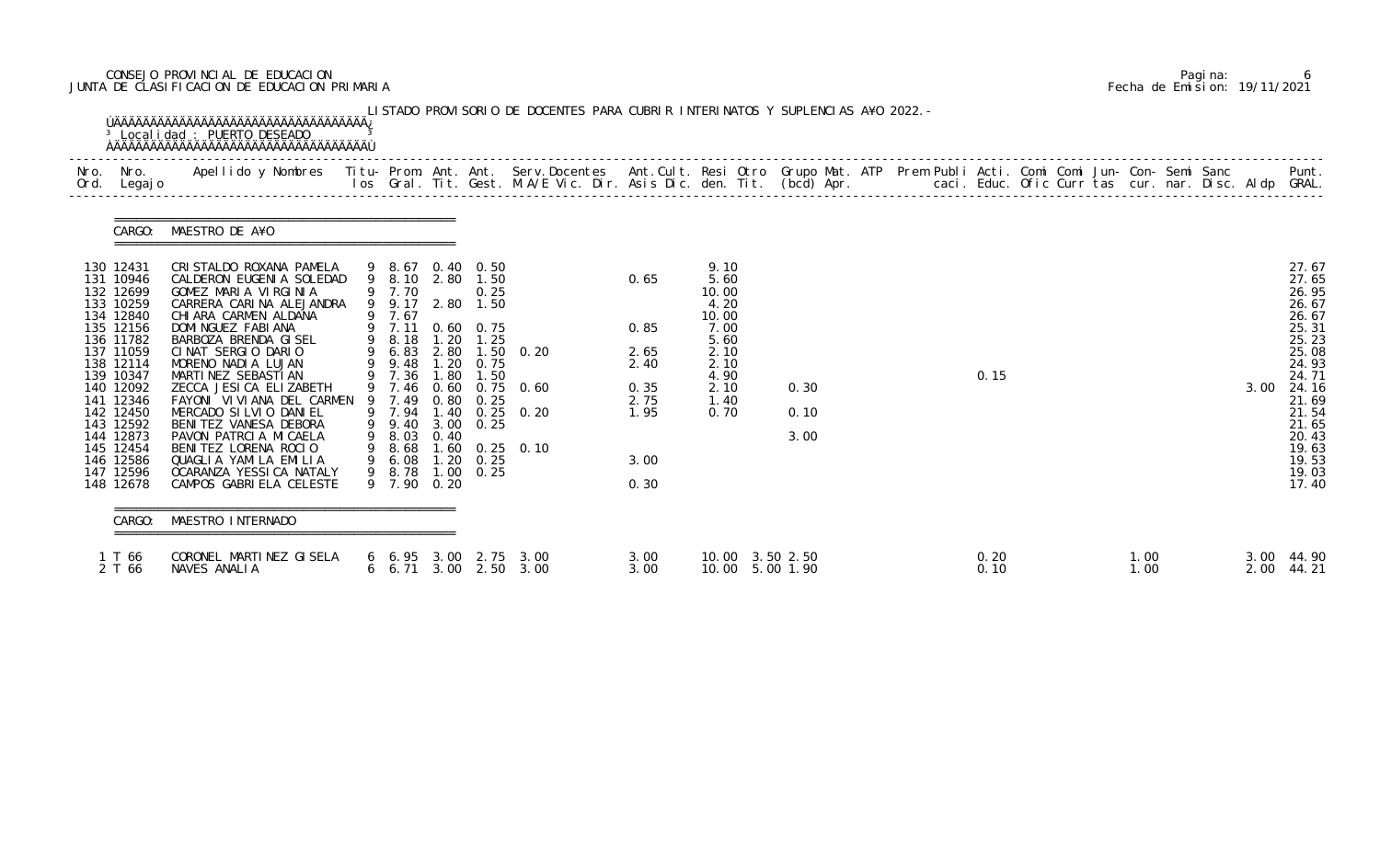CONSEJO PROVINCIAL DE EDUCACION
JUNTA DE CLASIFICACION DE EDUCACION PRIMARIA

Fecha de Emision: 19/11/2021

LISTADO PROVISORIO DE DOCENTES PARA CUBRIR INTERINATOS Y SUPLENCIAS A¥O 2022.-

Localidad : PUERTO DESEADO

CARGO: MAESTRO DE A¥O

| Nro. Ord. | Nro. Legajo | Apellido y Nombres | Titu-los | Prom. Gral. | Ant. Tit. | Ant. Gest. | Serv.Docentes M.A/E Vic. Dir. | Ant.Cult. Asis Dic. | Resi den. | Otro Tit. | Grupo Mat. (bcd) | ATP Apr. | Prem | Publi caci. | Acti. Educ. | Comi Ofic | Comi Curr | Jun- tas | Con- cur. | Semi nar. | Sanc Disc. | Aldp | Punt. GRAL. |
|---|---|---|---|---|---|---|---|---|---|---|---|---|---|---|---|---|---|---|---|---|---|---|---|
| 130 | 12431 | CRISTALDO ROXANA PAMELA | 9 | 8.67 | 0.40 | 0.50 | | | 9.10 | | | | | | | | | | | | | | 27.67 |
| 131 | 10946 | CALDERON EUGENIA SOLEDAD | 9 | 8.10 | 2.80 | 1.50 | | 0.65 | 5.60 | | | | | | | | | | | | | | 27.65 |
| 132 | 12699 | GOMEZ MARIA VIRGINIA | 9 | 7.70 | | 0.25 | | | 10.00 | | | | | | | | | | | | | | 26.95 |
| 133 | 10259 | CARRERA CARINA ALEJANDRA | 9 | 9.17 | 2.80 | 1.50 | | | 4.20 | | | | | | | | | | | | | | 26.67 |
| 134 | 12840 | CHIARA CARMEN ALDANA | 9 | 7.67 | | | | | 10.00 | | | | | | | | | | | | | | 26.67 |
| 135 | 12156 | DOMINGUEZ FABIANA | 9 | 7.11 | 0.60 | 0.75 | | 0.85 | 7.00 | | | | | | | | | | | | | | 25.31 |
| 136 | 11782 | BARBOZA BRENDA GISEL | 9 | 8.18 | 1.20 | 1.25 | | | 5.60 | | | | | | | | | | | | | | 25.23 |
| 137 | 11059 | CINAT SERGIO DARIO | 9 | 6.83 | 2.80 | 1.50 | 0.20 | 2.65 | 2.10 | | | | | | | | | | | | | | 25.08 |
| 138 | 12114 | MORENO NADIA LUJAN | 9 | 9.48 | 1.20 | 0.75 | | 2.40 | 2.10 | | | | | | | | | | | | | | 24.93 |
| 139 | 10347 | MARTINEZ SEBASTIAN | 9 | 7.36 | 1.80 | 1.50 | | | 4.90 | | | | | | 0.15 | | | | | | | | 24.71 |
| 140 | 12092 | ZECCA JESICA ELIZABETH | 9 | 7.46 | 0.60 | 0.75 | 0.60 | 0.35 | 2.10 | | 0.30 | | | | | | | | | | | 3.00 | 24.16 |
| 141 | 12346 | FAYONI VIVIANA DEL CARMEN | 9 | 7.49 | 0.80 | 0.25 | | 2.75 | 1.40 | | | | | | | | | | | | | | 21.69 |
| 142 | 12450 | MERCADO SILVIO DANIEL | 9 | 7.94 | 1.40 | 0.25 | 0.20 | 1.95 | 0.70 | | 0.10 | | | | | | | | | | | | 21.54 |
| 143 | 12592 | BENITEZ VANESA DEBORA | 9 | 9.40 | 3.00 | 0.25 | | | | | | | | | | | | | | | | | 21.65 |
| 144 | 12873 | PAVON PATRICIA MICAELA | 9 | 8.03 | 0.40 | | | | | | 3.00 | | | | | | | | | | | | 20.43 |
| 145 | 12454 | BENITEZ LORENA ROCIO | 9 | 8.68 | 1.60 | 0.25 | 0.10 | | | | | | | | | | | | | | | | 19.63 |
| 146 | 12586 | QUAGLIA YAMILA EMILIA | 9 | 6.08 | 1.20 | 0.25 | | 3.00 | | | | | | | | | | | | | | | 19.53 |
| 147 | 12596 | OCARANZA YESSICA NATALY | 9 | 8.78 | 1.00 | 0.25 | | | | | | | | | | | | | | | | | 19.03 |
| 148 | 12678 | CAMPOS GABRIELA CELESTE | 9 | 7.90 | 0.20 | | | 0.30 | | | | | | | | | | | | | | | 17.40 |

CARGO: MAESTRO INTERNADO

| Nro. Ord. | Nro. Legajo | Apellido y Nombres | Titu-los | Prom. Gral. | Ant. Tit. | Ant. Gest. | Serv.Docentes M.A/E Vic. Dir. | Ant.Cult. Asis Dic. | Resi den. | Otro Tit. | Grupo Mat. (bcd) | ATP Apr. | Prem | Publi caci. | Acti. Educ. | Comi Ofic | Comi Curr | Jun- tas | Con- cur. | Semi nar. | Sanc Disc. | Aldp | Punt. GRAL. |
|---|---|---|---|---|---|---|---|---|---|---|---|---|---|---|---|---|---|---|---|---|---|---|---|
| 1 | T 66 | CORONEL MARTINEZ GISELA | 6 | 6.95 | 3.00 | 2.75 | 3.00 | 3.00 | 10.00 | 3.50 | 2.50 | | | | 0.20 | | | 1.00 | | | | 3.00 | 44.90 |
| 2 | T 66 | NAVES ANALIA | 6 | 6.71 | 3.00 | 2.50 | 3.00 | 3.00 | 10.00 | 5.00 | 1.90 | | | | 0.10 | | | 1.00 | | | | 2.00 | 44.21 |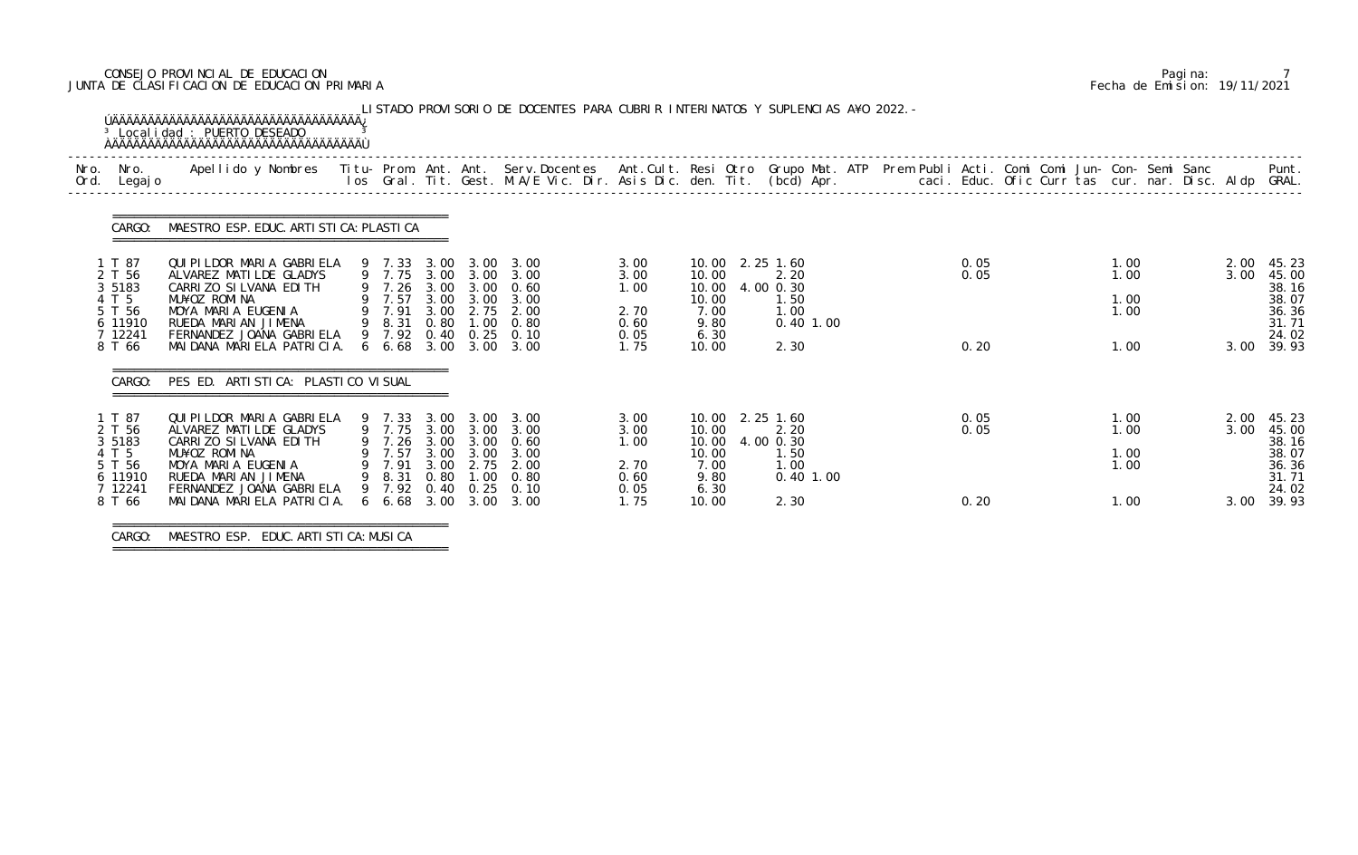CONSEJO PROVINCIAL DE EDUCACION
JUNTA DE CLASIFICACION DE EDUCACION PRIMARIA

Pagina: 7
Fecha de Emision: 19/11/2021

LISTADO PROVISORIO DE DOCENTES PARA CUBRIR INTERINATOS Y SUPLENCIAS A¥O 2022.-

Localidad : PUERTO DESEADO

**CARGO: MAESTRO ESP. EDUC. ARTISTICA: PLASTICA**

| Nro. Ord. | Nro. Legajo | Apellido y Nombres | Titu-los | Prom. Gral. | Ant. Tit. | Ant. Gest. | Serv.Docentes M.A/E Vic. Dir. | Ant.Cult. Asis Dic. | Resi den. | Otro Tit. | Grupo Mat. (bcd) | ATP Apr. | Prem | Publi caci. | Acti. Educ. | Comi Ofic | Comi Curr | Jun- tas | Con- cur. | Semi nar. | Sanc Disc. | Aldp | Punt. GRAL. |
|---|---|---|---|---|---|---|---|---|---|---|---|---|---|---|---|---|---|---|---|---|---|---|---|
| 1 | T 87 | QUIPILDOR MARIA GABRIELA | 9 | 7.33 | 3.00 | 3.00 | 3.00 | 3.00 | 10.00 | 2.25 | 1.60 | | | | 0.05 | | | | 1.00 | | | 2.00 | 45.23 |
| 2 | T 56 | ALVAREZ MATILDE GLADYS | 9 | 7.75 | 3.00 | 3.00 | 3.00 | 3.00 | 10.00 | | 2.20 | | | | 0.05 | | | | 1.00 | | | 3.00 | 45.00 |
| 3 | 5183 | CARRIZO SILVANA EDITH | 9 | 7.26 | 3.00 | 3.00 | 0.60 | 1.00 | 10.00 | 4.00 | 0.30 | | | | | | | | | | | | 38.16 |
| 4 | T 5 | MU¥OZ ROMINA | 9 | 7.57 | 3.00 | 3.00 | 3.00 | | 10.00 | | 1.50 | | | | | | | | 1.00 | | | | 38.07 |
| 5 | T 56 | MOYA MARIA EUGENIA | 9 | 7.91 | 3.00 | 2.75 | 2.00 | 2.70 | 7.00 | | 1.00 | | | | | | | | 1.00 | | | | 36.36 |
| 6 | 11910 | RUEDA MARIAN JIMENA | 9 | 8.31 | 0.80 | 1.00 | 0.80 | 0.60 | 9.80 | | 0.40 | 1.00 | | | | | | | | | | | 31.71 |
| 7 | 12241 | FERNANDEZ JOANA GABRIELA | 9 | 7.92 | 0.40 | 0.25 | 0.10 | 0.05 | 6.30 | | | | | | | | | | | | | | 24.02 |
| 8 | T 66 | MAIDANA MARIELA PATRICIA. | 6 | 6.68 | 3.00 | 3.00 | 3.00 | 1.75 | 10.00 | | 2.30 | | | | 0.20 | | | | 1.00 | | | 3.00 | 39.93 |

**CARGO: PES ED. ARTISTICA: PLASTICO VISUAL**

| Nro. Ord. | Nro. Legajo | Apellido y Nombres | Titu-los | Prom. Gral. | Ant. Tit. | Ant. Gest. | Serv.Docentes M.A/E Vic. Dir. | Ant.Cult. Asis Dic. | Resi den. | Otro Tit. | Grupo Mat. (bcd) | ATP Apr. | Prem | Publi caci. | Acti. Educ. | Comi Ofic | Comi Curr | Jun- tas | Con- cur. | Semi nar. | Sanc Disc. | Aldp | Punt. GRAL. |
|---|---|---|---|---|---|---|---|---|---|---|---|---|---|---|---|---|---|---|---|---|---|---|---|
| 1 | T 87 | QUIPILDOR MARIA GABRIELA | 9 | 7.33 | 3.00 | 3.00 | 3.00 | 3.00 | 10.00 | 2.25 | 1.60 | | | | 0.05 | | | | 1.00 | | | 2.00 | 45.23 |
| 2 | T 56 | ALVAREZ MATILDE GLADYS | 9 | 7.75 | 3.00 | 3.00 | 3.00 | 3.00 | 10.00 | | 2.20 | | | | 0.05 | | | | 1.00 | | | 3.00 | 45.00 |
| 3 | 5183 | CARRIZO SILVANA EDITH | 9 | 7.26 | 3.00 | 3.00 | 0.60 | 1.00 | 10.00 | 4.00 | 0.30 | | | | | | | | | | | | 38.16 |
| 4 | T 5 | MU¥OZ ROMINA | 9 | 7.57 | 3.00 | 3.00 | 3.00 | | 10.00 | | 1.50 | | | | | | | | 1.00 | | | | 38.07 |
| 5 | T 56 | MOYA MARIA EUGENIA | 9 | 7.91 | 3.00 | 2.75 | 2.00 | 2.70 | 7.00 | | 1.00 | | | | | | | | 1.00 | | | | 36.36 |
| 6 | 11910 | RUEDA MARIAN JIMENA | 9 | 8.31 | 0.80 | 1.00 | 0.80 | 0.60 | 9.80 | | 0.40 | 1.00 | | | | | | | | | | | 31.71 |
| 7 | 12241 | FERNANDEZ JOANA GABRIELA | 9 | 7.92 | 0.40 | 0.25 | 0.10 | 0.05 | 6.30 | | | | | | | | | | | | | | 24.02 |
| 8 | T 66 | MAIDANA MARIELA PATRICIA. | 6 | 6.68 | 3.00 | 3.00 | 3.00 | 1.75 | 10.00 | | 2.30 | | | | 0.20 | | | | 1.00 | | | 3.00 | 39.93 |

**CARGO: MAESTRO ESP. EDUC. ARTISTICA: MUSICA**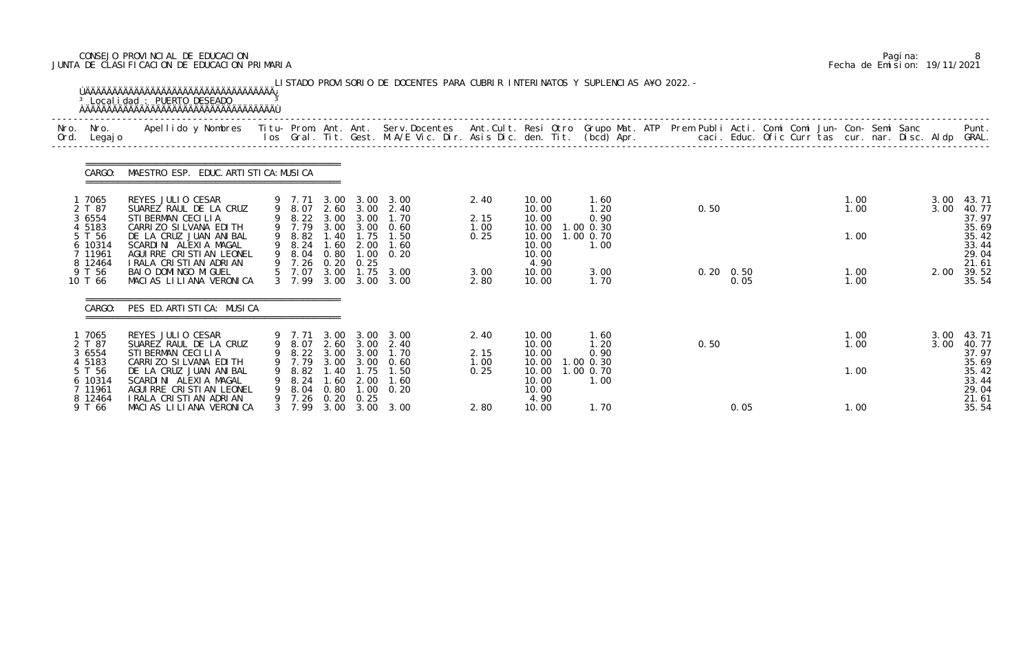CONSEJO PROVINCIAL DE EDUCACION
JUNTA DE CLASIFICACION DE EDUCACION PRIMARIA

Fecha de Emision: 19/11/2021

LISTADO PROVISORIO DE DOCENTES PARA CUBRIR INTERINATOS Y SUPLENCIAS A¥O 2022.-

Localidad : PUERTO DESEADO

**CARGO: MAESTRO ESP. EDUC. ARTISTICA: MUSICA**

| Nro. Ord. | Nro. Legajo | Apellido y Nombres | Titu-los | Prom. Gral. | Ant. Tit. | Ant. Gest. | Serv. Docentes M.A/E Vic. Dir. | Ant. Cult. Asis Dic. | Resi den. | Otro Tit. | Grupo Mat. (bcd) | ATP Apr. | Prem | Publi caci. | Acti. Educ. | Comi Ofic | Comi Curr | Jun- tas | Con- cur. | Semi nar. | Sanc Disc. | Aldp | Punt. GRAL. |
|---|---|---|---|---|---|---|---|---|---|---|---|---|---|---|---|---|---|---|---|---|---|---|---|
| 1 | 7065 | REYES JULIO CESAR | 9 | 7.71 | 3.00 | 3.00 | 3.00 | 2.40 | 10.00 | | 1.60 | | | | | | | | 1.00 | | | 3.00 | 43.71 |
| 2 | T 87 | SUAREZ RAUL DE LA CRUZ | 9 | 8.07 | 2.60 | 3.00 | 2.40 | | 10.00 | | 1.20 | | | 0.50 | | | | | 1.00 | | | 3.00 | 40.77 |
| 3 | 6554 | STIBERMAN CECILIA | 9 | 8.22 | 3.00 | 3.00 | 1.70 | 2.15 | 10.00 | | 0.90 | | | | | | | | | | | | 37.97 |
| 4 | 5183 | CARRIZO SILVANA EDITH | 9 | 7.79 | 3.00 | 3.00 | 0.60 | 1.00 | 10.00 | 1.00 | 0.30 | | | | | | | | | | | | 35.69 |
| 5 | T 56 | DE LA CRUZ JUAN ANIBAL | 9 | 8.82 | 1.40 | 1.75 | 1.50 | 0.25 | 10.00 | 1.00 | 0.70 | | | | | | | | 1.00 | | | | 35.42 |
| 6 | 10314 | SCARDINI ALEXIA MAGAL | 9 | 8.24 | 1.60 | 2.00 | 1.60 | | 10.00 | | 1.00 | | | | | | | | | | | | 33.44 |
| 7 | 11961 | AGUIRRE CRISTIAN LEONEL | 9 | 8.04 | 0.80 | 1.00 | 0.20 | | 10.00 | | | | | | | | | | | | | | 29.04 |
| 8 | 12464 | IRALA CRISTIAN ADRIAN | 9 | 7.26 | 0.20 | 0.25 | | | 4.90 | | | | | | | | | | | | | | 21.61 |
| 9 | T 56 | BAIO DOMINGO MIGUEL | 5 | 7.07 | 3.00 | 1.75 | 3.00 | 3.00 | 10.00 | | 3.00 | | | 0.20 | 0.50 | | | | 1.00 | | | 2.00 | 39.52 |
| 10 | T 66 | MACIAS LILIANA VERONICA | 3 | 7.99 | 3.00 | 3.00 | 3.00 | 2.80 | 10.00 | | 1.70 | | | | 0.05 | | | | 1.00 | | | | 35.54 |

**CARGO: PES ED. ARTISTICA: MUSICA**

| Nro. Ord. | Nro. Legajo | Apellido y Nombres | Titu-los | Prom. Gral. | Ant. Tit. | Ant. Gest. | Serv. Docentes M.A/E Vic. Dir. | Ant. Cult. Asis Dic. | Resi den. | Otro Tit. | Grupo Mat. (bcd) | ATP Apr. | Prem | Publi caci. | Acti. Educ. | Comi Ofic | Comi Curr | Jun- tas | Con- cur. | Semi nar. | Sanc Disc. | Aldp | Punt. GRAL. |
|---|---|---|---|---|---|---|---|---|---|---|---|---|---|---|---|---|---|---|---|---|---|---|---|
| 1 | 7065 | REYES JULIO CESAR | 9 | 7.71 | 3.00 | 3.00 | 3.00 | 2.40 | 10.00 | | 1.60 | | | | | | | | 1.00 | | | 3.00 | 43.71 |
| 2 | T 87 | SUAREZ RAUL DE LA CRUZ | 9 | 8.07 | 2.60 | 3.00 | 2.40 | | 10.00 | | 1.20 | | | 0.50 | | | | | 1.00 | | | 3.00 | 40.77 |
| 3 | 6554 | STIBERMAN CECILIA | 9 | 8.22 | 3.00 | 3.00 | 1.70 | 2.15 | 10.00 | | 0.90 | | | | | | | | | | | | 37.97 |
| 4 | 5183 | CARRIZO SILVANA EDITH | 9 | 7.79 | 3.00 | 3.00 | 0.60 | 1.00 | 10.00 | 1.00 | 0.30 | | | | | | | | | | | | 35.69 |
| 5 | T 56 | DE LA CRUZ JUAN ANIBAL | 9 | 8.82 | 1.40 | 1.75 | 1.50 | 0.25 | 10.00 | 1.00 | 0.70 | | | | | | | | 1.00 | | | | 35.42 |
| 6 | 10314 | SCARDINI ALEXIA MAGAL | 9 | 8.24 | 1.60 | 2.00 | 1.60 | | 10.00 | | 1.00 | | | | | | | | | | | | 33.44 |
| 7 | 11961 | AGUIRRE CRISTIAN LEONEL | 9 | 8.04 | 0.80 | 1.00 | 0.20 | | 10.00 | | | | | | | | | | | | | | 29.04 |
| 8 | 12464 | IRALA CRISTIAN ADRIAN | 9 | 7.26 | 0.20 | 0.25 | | | 4.90 | | | | | | | | | | | | | | 21.61 |
| 9 | T 66 | MACIAS LILIANA VERONICA | 3 | 7.99 | 3.00 | 3.00 | 3.00 | 2.80 | 10.00 | | 1.70 | | | | 0.05 | | | | 1.00 | | | | 35.54 |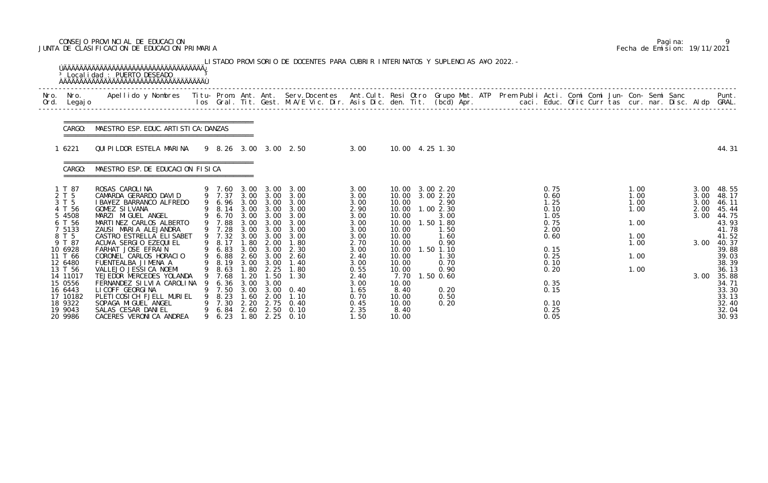CONSEJO PROVINCIAL DE EDUCACION
JUNTA DE CLASIFICACION DE EDUCACION PRIMARIA

Pagina: 9
Fecha de Emision: 19/11/2021

LISTADO PROVISORIO DE DOCENTES PARA CUBRIR INTERINATOS Y SUPLENCIAS A¥O 2022.-

Localidad : PUERTO DESEADO

CARGO: MAESTRO ESP. EDUC. ARTISTICA: DANZAS

| Nro. Ord. | Nro. Legajo | Apellido y Nombres | Titu- los | Prom. Gral. | Ant. Tit. | Ant. Gest. | Serv.Docentes M.A/E Vic. Dir. | Ant.Cult. Asis Dic. | Resi den. | Otro Tit. | Grupo Mat. (bcd) | ATP Apr. | Prem Publi caci. | Acti. Educ. | Comi Ofic | Comi Curr | Jun- tas | Con- cur. | Semi nar. | Sanc Disc. | Aldp | Punt. GRAL. |
|---|---|---|---|---|---|---|---|---|---|---|---|---|---|---|---|---|---|---|---|---|---|---|
| 1 | 6221 | QUIPILDOR ESTELA MARINA | 9 | 8.26 | 3.00 | 3.00 | 2.50 | 3.00 | 10.00 | 4.25 | 1.30 | | | | | | | | | | | 44.31 |

CARGO: MAESTRO ESP. DE EDUCACION FISICA

| Nro. Ord. | Nro. Legajo | Apellido y Nombres | Titu- los | Prom. Gral. | Ant. Tit. | Ant. Gest. | Serv.Docentes M.A/E Vic. Dir. | Ant.Cult. Asis Dic. | Resi den. | Otro Tit. | Grupo Mat. (bcd) | ATP Apr. | Prem Publi caci. | Acti. Educ. | Comi Ofic | Comi Curr | Jun- tas | Con- cur. | Semi nar. | Sanc Disc. | Aldp | Punt. GRAL. |
|---|---|---|---|---|---|---|---|---|---|---|---|---|---|---|---|---|---|---|---|---|---|---|
| 1 | T 87 | ROSAS CAROLINA | 9 | 7.60 | 3.00 | 3.00 | 3.00 | 3.00 | 10.00 | 3.00 | 2.20 | | | 0.75 | | | | 1.00 | | | 3.00 | 48.55 |
| 2 | T 5 | CAMARDA GERARDO DAVID | 9 | 7.37 | 3.00 | 3.00 | 3.00 | 3.00 | 10.00 | 3.00 | 2.20 | | | 0.60 | | | | 1.00 | | | 3.00 | 48.17 |
| 3 | T 5 | IBA¥EZ BARRANCO ALFREDO | 9 | 6.96 | 3.00 | 3.00 | 3.00 | 3.00 | 10.00 | | 2.90 | | | 1.25 | | | | 1.00 | | | 3.00 | 46.11 |
| 4 | T 56 | GOMEZ SILVANA | 9 | 8.14 | 3.00 | 3.00 | 3.00 | 2.90 | 10.00 | 1.00 | 2.30 | | | 0.10 | | | | 1.00 | | | 2.00 | 45.44 |
| 5 | 4508 | MARZI MIGUEL ANGEL | 9 | 6.70 | 3.00 | 3.00 | 3.00 | 3.00 | 10.00 | | 3.00 | | | 1.05 | | | | | | | 3.00 | 44.75 |
| 6 | T 56 | MARTINEZ CARLOS ALBERTO | 9 | 7.88 | 3.00 | 3.00 | 3.00 | 3.00 | 10.00 | 1.50 | 1.80 | | | 0.75 | | | | 1.00 | | | | 43.93 |
| 7 | 5133 | ZAUSI MARIA ALEJANDRA | 9 | 7.28 | 3.00 | 3.00 | 3.00 | 3.00 | 10.00 | | 1.50 | | | 2.00 | | | | | | | | 41.78 |
| 8 | T 5 | CASTRO ESTRELLA ELISABET | 9 | 7.32 | 3.00 | 3.00 | 3.00 | 3.00 | 10.00 | | 1.60 | | | 0.60 | | | | 1.00 | | | | 41.52 |
| 9 | T 87 | ACU¥A SERGIO EZEQUIEL | 9 | 8.17 | 1.80 | 2.00 | 1.80 | 2.70 | 10.00 | | 0.90 | | | | | | | 1.00 | | | 3.00 | 40.37 |
| 10 | 6928 | FARHAT JOSE EFRAIN | 9 | 6.83 | 3.00 | 3.00 | 2.30 | 3.00 | 10.00 | 1.50 | 1.10 | | | 0.15 | | | | | | | | 39.88 |
| 11 | T 66 | CORONEL CARLOS HORACIO | 9 | 6.88 | 2.60 | 3.00 | 2.60 | 2.40 | 10.00 | | 1.30 | | | 0.25 | | | | 1.00 | | | | 39.03 |
| 12 | 6480 | FUENTEALBA JIMENA A | 9 | 8.19 | 3.00 | 3.00 | 1.40 | 3.00 | 10.00 | | 0.70 | | | 0.10 | | | | | | | | 38.39 |
| 13 | T 56 | VALLEJO JESSICA NOEMI | 9 | 8.63 | 1.80 | 2.25 | 1.80 | 0.55 | 10.00 | | 0.90 | | | 0.20 | | | | 1.00 | | | | 36.13 |
| 14 | 11017 | TEJEDOR MERCEDES YOLANDA | 9 | 7.68 | 1.20 | 1.50 | 1.30 | 2.40 | 7.70 | 1.50 | 0.60 | | | | | | | | | | 3.00 | 35.88 |
| 15 | 0556 | FERNANDEZ SILVIA CAROLINA | 9 | 6.36 | 3.00 | 3.00 | | 3.00 | 10.00 | | | | | 0.35 | | | | | | | | 34.71 |
| 16 | 6443 | LICOFF GEORGINA | 9 | 7.50 | 3.00 | 3.00 | 0.40 | 1.65 | 8.40 | | 0.20 | | | 0.15 | | | | | | | | 33.30 |
| 17 | 10182 | PLETICOSICH FJELL MURIEL | 9 | 8.23 | 1.60 | 2.00 | 1.10 | 0.70 | 10.00 | | 0.50 | | | | | | | | | | | 33.13 |
| 18 | 9322 | SOPAGA MIGUEL ANGEL | 9 | 7.30 | 2.20 | 2.75 | 0.40 | 0.45 | 10.00 | | 0.20 | | | 0.10 | | | | | | | | 32.40 |
| 19 | 9043 | SALAS CESAR DANIEL | 9 | 6.84 | 2.60 | 2.50 | 0.10 | 2.35 | 8.40 | | | | | 0.25 | | | | | | | | 32.04 |
| 20 | 9986 | CACERES VERONICA ANDREA | 9 | 6.23 | 1.80 | 2.25 | 0.10 | 1.50 | 10.00 | | | | | 0.05 | | | | | | | | 30.93 |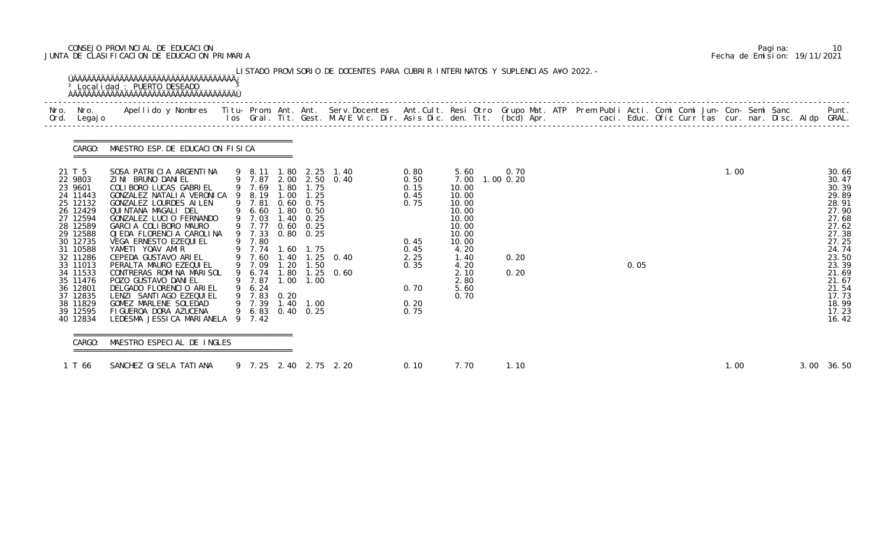CONSEJO PROVINCIAL DE EDUCACION
JUNTA DE CLASIFICACION DE EDUCACION PRIMARIA

Pagina: 10
Fecha de Emision: 19/11/2021

LISTADO PROVISORIO DE DOCENTES PARA CUBRIR INTERINATOS Y SUPLENCIAS A¥O 2022.-

Localidad : PUERTO DESEADO

CARGO: MAESTRO ESP. DE EDUCACION FISICA

| Nro. Ord. | Nro. Legajo | Apellido y Nombres | Titu-los | Prom. Gral. | Ant. Tit. | Ant. Gest. | Serv.Docentes M.A/E Vic. Dir. | Ant.Cult. Asis Dic. | Resi den. | Otro Tit. | Grupo Mat. (bcd) | ATP Apr. | Prem Publi caci. | Acti. Educ. | Comi Ofic | Comi Curr | Jun-tas | Con-cur. | Semi nar. | Sanc Disc. | Aldp | Punt. GRAL. |
|---|---|---|---|---|---|---|---|---|---|---|---|---|---|---|---|---|---|---|---|---|---|---|
| 21 | T 5 | SOSA PATRICIA ARGENTINA | 9 | 8.11 | 1.80 | 2.25 | 1.40 | 0.80 | 5.60 | | 0.70 | | | | | | | 1.00 | | | | 30.66 |
| 22 | 9803 | ZINI BRUNO DANIEL | 9 | 7.87 | 2.00 | 2.50 | 0.40 | 0.50 | 7.00 | 1.00 | 0.20 | | | | | | | | | | | 30.47 |
| 23 | 9601 | COLIBORO LUCAS GABRIEL | 9 | 7.69 | 1.80 | 1.75 | | 0.15 | 10.00 | | | | | | | | | | | | | 30.39 |
| 24 | 11443 | GONZALEZ NATALIA VERONICA | 9 | 8.19 | 1.00 | 1.25 | | 0.45 | 10.00 | | | | | | | | | | | | | 29.89 |
| 25 | 12132 | GONZALEZ LOURDES AILEN | 9 | 7.81 | 0.60 | 0.75 | | 0.75 | 10.00 | | | | | | | | | | | | | 28.91 |
| 26 | 12429 | QUINTANA MAGALI DEL | 9 | 6.60 | 1.80 | 0.50 | | | 10.00 | | | | | | | | | | | | | 27.90 |
| 27 | 12594 | GONZALEZ LUCIO FERNANDO | 9 | 7.03 | 1.40 | 0.25 | | | 10.00 | | | | | | | | | | | | | 27.68 |
| 28 | 12589 | GARCIA COLIBORO MAURO | 9 | 7.77 | 0.60 | 0.25 | | | 10.00 | | | | | | | | | | | | | 27.62 |
| 29 | 12588 | OJEDA FLORENCIA CAROLINA | 9 | 7.33 | 0.80 | 0.25 | | | 10.00 | | | | | | | | | | | | | 27.38 |
| 30 | 12735 | VEGA ERNESTO EZEQUIEL | 9 | 7.80 | | | | 0.45 | 10.00 | | | | | | | | | | | | | 27.25 |
| 31 | 10588 | YAMETI YOAV AMIR | 9 | 7.74 | 1.60 | 1.75 | | 0.45 | 4.20 | | | | | | | | | | | | | 24.74 |
| 32 | 11286 | CEPEDA GUSTAVO ARIEL | 9 | 7.60 | 1.40 | 1.25 | 0.40 | 2.25 | 1.40 | | 0.20 | | | | | | | | | | | 23.50 |
| 33 | 11013 | PERALTA MAURO EZEQUIEL | 9 | 7.09 | 1.20 | 1.50 | | 0.35 | 4.20 | | | | | 0.05 | | | | | | | | 23.39 |
| 34 | 11533 | CONTRERAS ROMINA MARISOL | 9 | 6.74 | 1.80 | 1.25 | 0.60 | | 2.10 | | 0.20 | | | | | | | | | | | 21.69 |
| 35 | 11476 | POZO GUSTAVO DANIEL | 9 | 7.87 | 1.00 | 1.00 | | | 2.80 | | | | | | | | | | | | | 21.67 |
| 36 | 12801 | DELGADO FLORENCIO ARIEL | 9 | 6.24 | | | | 0.70 | 5.60 | | | | | | | | | | | | | 21.54 |
| 37 | 12835 | LENZI SANTIAGO EZEQUIEL | 9 | 7.83 | 0.20 | | | | 0.70 | | | | | | | | | | | | | 17.73 |
| 38 | 11829 | GOMEZ MARLENE SOLEDAD | 9 | 7.39 | 1.40 | 1.00 | | 0.20 | | | | | | | | | | | | | | 18.99 |
| 39 | 12595 | FIGUEROA DORA AZUCENA | 9 | 6.83 | 0.40 | 0.25 | | 0.75 | | | | | | | | | | | | | | 17.23 |
| 40 | 12834 | LEDESMA JESSICA MARIANELA | 9 | 7.42 | | | | | | | | | | | | | | | | | | 16.42 |

CARGO: MAESTRO ESPECIAL DE INGLES

| Nro. Ord. | Nro. Legajo | Apellido y Nombres | Titu-los | Prom. Gral. | Ant. Tit. | Ant. Gest. | Serv.Docentes M.A/E Vic. Dir. | Ant.Cult. Asis Dic. | Resi den. | Otro Tit. | Grupo Mat. (bcd) | ATP Apr. | Prem Publi caci. | Acti. Educ. | Comi Ofic | Comi Curr | Jun-tas | Con-cur. | Semi nar. | Sanc Disc. | Aldp | Punt. GRAL. |
|---|---|---|---|---|---|---|---|---|---|---|---|---|---|---|---|---|---|---|---|---|---|---|
| 1 | T 66 | SANCHEZ GISELA TATIANA | 9 | 7.25 | 2.40 | 2.75 | 2.20 | 0.10 | 7.70 | | 1.10 | | | | | | | 1.00 | | | 3.00 | 36.50 |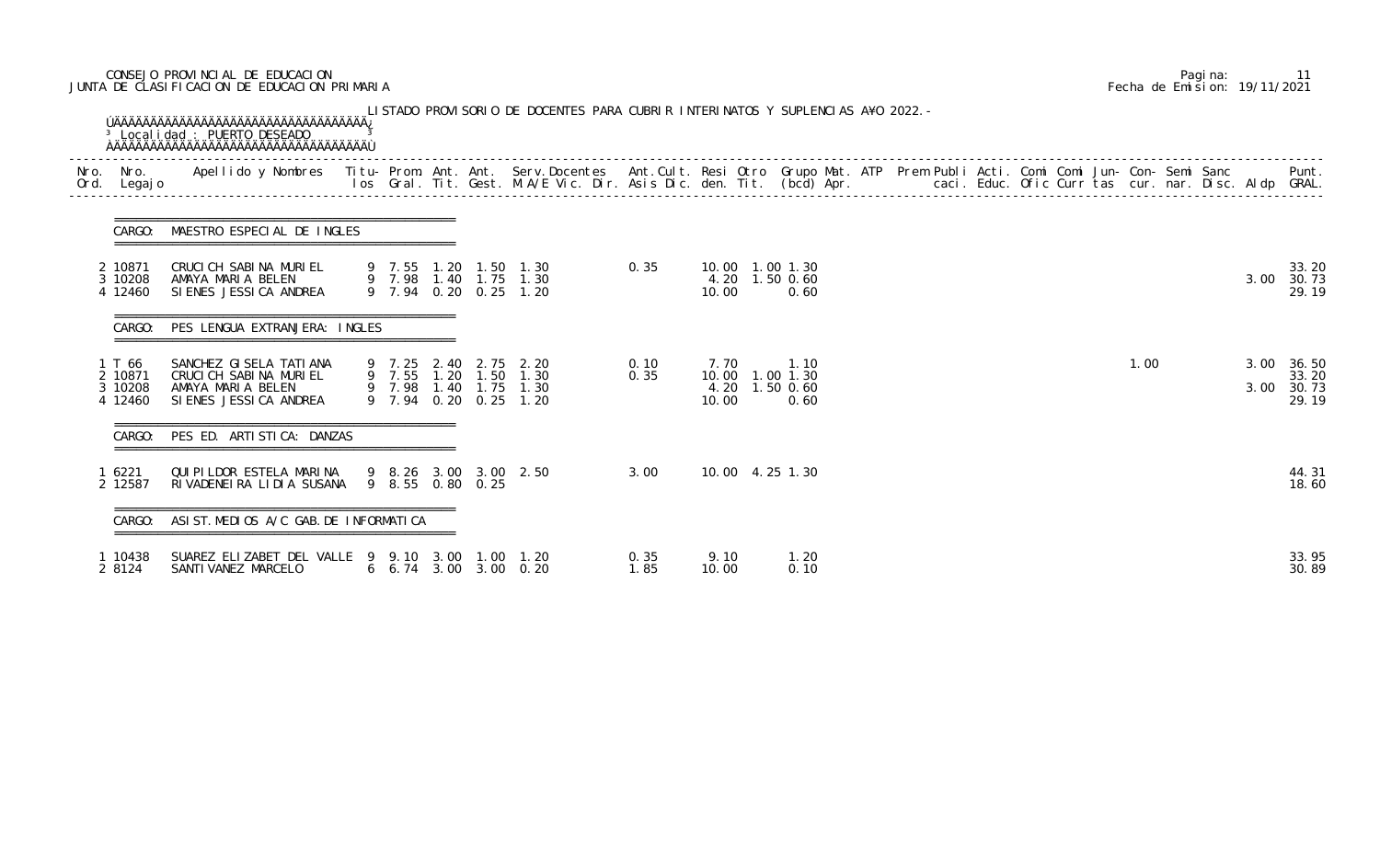CONSEJO PROVINCIAL DE EDUCACION
JUNTA DE CLASIFICACION DE EDUCACION PRIMARIA

Fecha de Emision: 19/11/2021

LISTADO PROVISORIO DE DOCENTES PARA CUBRIR INTERINATOS Y SUPLENCIAS A¥O 2022.-

Localidad : PUERTO DESEADO

| Nro. Ord. | Nro. Legajo | Apellido y Nombres | Titu- los | Prom. Gral. | Ant. Tit. | Ant. Gest. | Serv.Docentes M.A/E Vic. Dir. | Ant.Cult. Asis Dic. | Resi den. | Otro Tit. | Grupo Mat. (bcd) | ATP Apr. | Prem caci. | Publi Educ. | Acti. Ofic | Comi Curr | Comi tas | Jun- cur. | Con- nar. | Semi Disc. | Sanc | Aldp | Punt. GRAL. |
|---|---|---|---|---|---|---|---|---|---|---|---|---|---|---|---|---|---|---|---|---|---|---|---|
| **CARGO: MAESTRO ESPECIAL DE INGLES** | | | | | | | | | | | | | | | | | | | | | | | |
| 2 | 10871 | CRUCICH SABINA MURIEL | 9 | 7.55 | 1.20 | 1.50 | 1.30 | 0.35 | 10.00 | 1.00 | 1.30 | | | | | | | | | | | | 33.20 |
| 3 | 10208 | AMAYA MARIA BELEN | 9 | 7.98 | 1.40 | 1.75 | 1.30 | | 4.20 | 1.50 | 0.60 | | | | | | | | | | | 3.00 | 30.73 |
| 4 | 12460 | SIENES JESSICA ANDREA | 9 | 7.94 | 0.20 | 0.25 | 1.20 | | 10.00 | | 0.60 | | | | | | | | | | | | 29.19 |
| **CARGO: PES LENGUA EXTRANJERA: INGLES** | | | | | | | | | | | | | | | | | | | | | | | |
| 1 | T 66 | SANCHEZ GISELA TATIANA | 9 | 7.25 | 2.40 | 2.75 | 2.20 | 0.10 | 7.70 | | 1.10 | | | | | | | 1.00 | | | | 3.00 | 36.50 |
| 2 | 10871 | CRUCICH SABINA MURIEL | 9 | 7.55 | 1.20 | 1.50 | 1.30 | 0.35 | 10.00 | 1.00 | 1.30 | | | | | | | | | | | | 33.20 |
| 3 | 10208 | AMAYA MARIA BELEN | 9 | 7.98 | 1.40 | 1.75 | 1.30 | | 4.20 | 1.50 | 0.60 | | | | | | | | | | | 3.00 | 30.73 |
| 4 | 12460 | SIENES JESSICA ANDREA | 9 | 7.94 | 0.20 | 0.25 | 1.20 | | 10.00 | | 0.60 | | | | | | | | | | | | 29.19 |
| **CARGO: PES ED. ARTISTICA: DANZAS** | | | | | | | | | | | | | | | | | | | | | | | |
| 1 | 6221 | QUIPILDOR ESTELA MARINA | 9 | 8.26 | 3.00 | 3.00 | 2.50 | 3.00 | 10.00 | 4.25 | 1.30 | | | | | | | | | | | | 44.31 |
| 2 | 12587 | RIVADENEIRA LIDIA SUSANA | 9 | 8.55 | 0.80 | 0.25 | | | | | | | | | | | | | | | | | 18.60 |
| **CARGO: ASIST.MEDIOS A/C GAB.DE INFORMATICA** | | | | | | | | | | | | | | | | | | | | | | | |
| 1 | 10438 | SUAREZ ELIZABET DEL VALLE | 9 | 9.10 | 3.00 | 1.00 | 1.20 | 0.35 | 9.10 | | 1.20 | | | | | | | | | | | | 33.95 |
| 2 | 8124 | SANTIVANEZ MARCELO | 6 | 6.74 | 3.00 | 3.00 | 0.20 | 1.85 | 10.00 | | 0.10 | | | | | | | | | | | | 30.89 |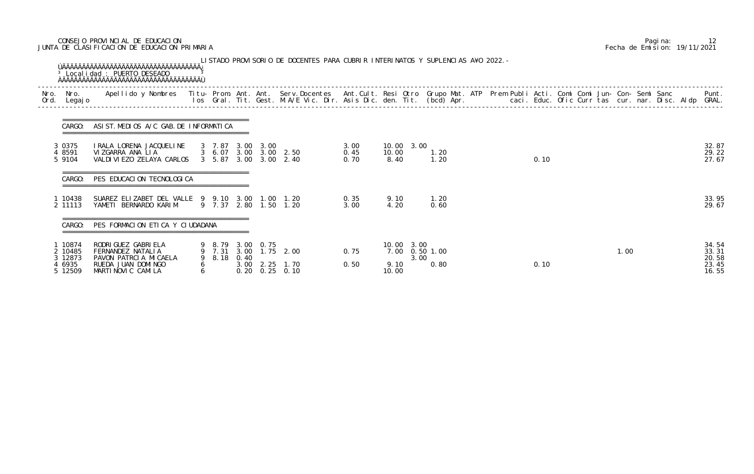CONSEJO PROVINCIAL DE EDUCACION
JUNTA DE CLASIFICACION DE EDUCACION PRIMARIA

Fecha de Emision: 19/11/2021

LISTADO PROVISORIO DE DOCENTES PARA CUBRIR INTERINATOS Y SUPLENCIAS A¥O 2022.-

Localidad : PUERTO DESEADO

| Nro. Ord. | Nro. Legajo | Apellido y Nombres | Titu-los | Prom. Gral. | Ant. Tit. | Ant. Gest. | Serv.Docentes M.A/E Vic. Dir. | Ant.Cult. Asis Dic. | Resi den. | Otro Tit. | Grupo Mat. (bcd) | ATP Apr. | Prem | Publi caci. | Acti. Educ. | Comi Ofic | Comi Curr | Jun- tas | Con- cur. | Semi nar. | Sanc Disc. | Aldp | Punt. GRAL. |
|---|---|---|---|---|---|---|---|---|---|---|---|---|---|---|---|---|---|---|---|---|---|---|---|
| **CARGO: ASIST. MEDIOS A/C GAB. DE INFORMATICA** | | | | | | | | | | | | | | | | | | | | | | | |
| 3 | 0375 | IRALA LORENA JACQUELINE | 3 | 7.87 | 3.00 | 3.00 | | 3.00 | 10.00 | 3.00 | | | | | | | | | | | | | 32.87 |
| 4 | 8591 | VIZGARRA ANA LIA | 3 | 6.07 | 3.00 | 3.00 | 2.50 | 0.45 | 10.00 | | 1.20 | | | | | | | | | | | | 29.22 |
| 5 | 9104 | VALDIVIEZO ZELAYA CARLOS | 3 | 5.87 | 3.00 | 3.00 | 2.40 | 0.70 | 8.40 | | 1.20 | | | | 0.10 | | | | | | | | 27.67 |
| **CARGO: PES EDUCACION TECNOLOGICA** | | | | | | | | | | | | | | | | | | | | | | | |
| 1 | 10438 | SUAREZ ELIZABET DEL VALLE | 9 | 9.10 | 3.00 | 1.00 | 1.20 | 0.35 | 9.10 | | 1.20 | | | | | | | | | | | | 33.95 |
| 2 | 11113 | YAMETI BERNARDO KARIM | 9 | 7.37 | 2.80 | 1.50 | 1.20 | 3.00 | 4.20 | | 0.60 | | | | | | | | | | | | 29.67 |
| **CARGO: PES FORMACION ETICA Y CIUDADANA** | | | | | | | | | | | | | | | | | | | | | | | |
| 1 | 10874 | RODRIGUEZ GABRIELA | 9 | 8.79 | 3.00 | 0.75 | | | 10.00 | 3.00 | | | | | | | | | | | | | 34.54 |
| 2 | 10485 | FERNANDEZ NATALIA | 9 | 7.31 | 3.00 | 1.75 | 2.00 | 0.75 | 7.00 | 0.50 | 1.00 | | | | | | | | 1.00 | | | | 33.31 |
| 3 | 12873 | PAVON PATRICIA MICAELA | 9 | 8.18 | 0.40 | | | | | 3.00 | | | | | | | | | | | | | 20.58 |
| 4 | 6935 | RUEDA JUAN DOMINGO | 6 | | 3.00 | 2.25 | 1.70 | 0.50 | 9.10 | | 0.80 | | | | 0.10 | | | | | | | | 23.45 |
| 5 | 12509 | MARTINOVIC CAMILA | 6 | | 0.20 | 0.25 | 0.10 | | 10.00 | | | | | | | | | | | | | | 16.55 |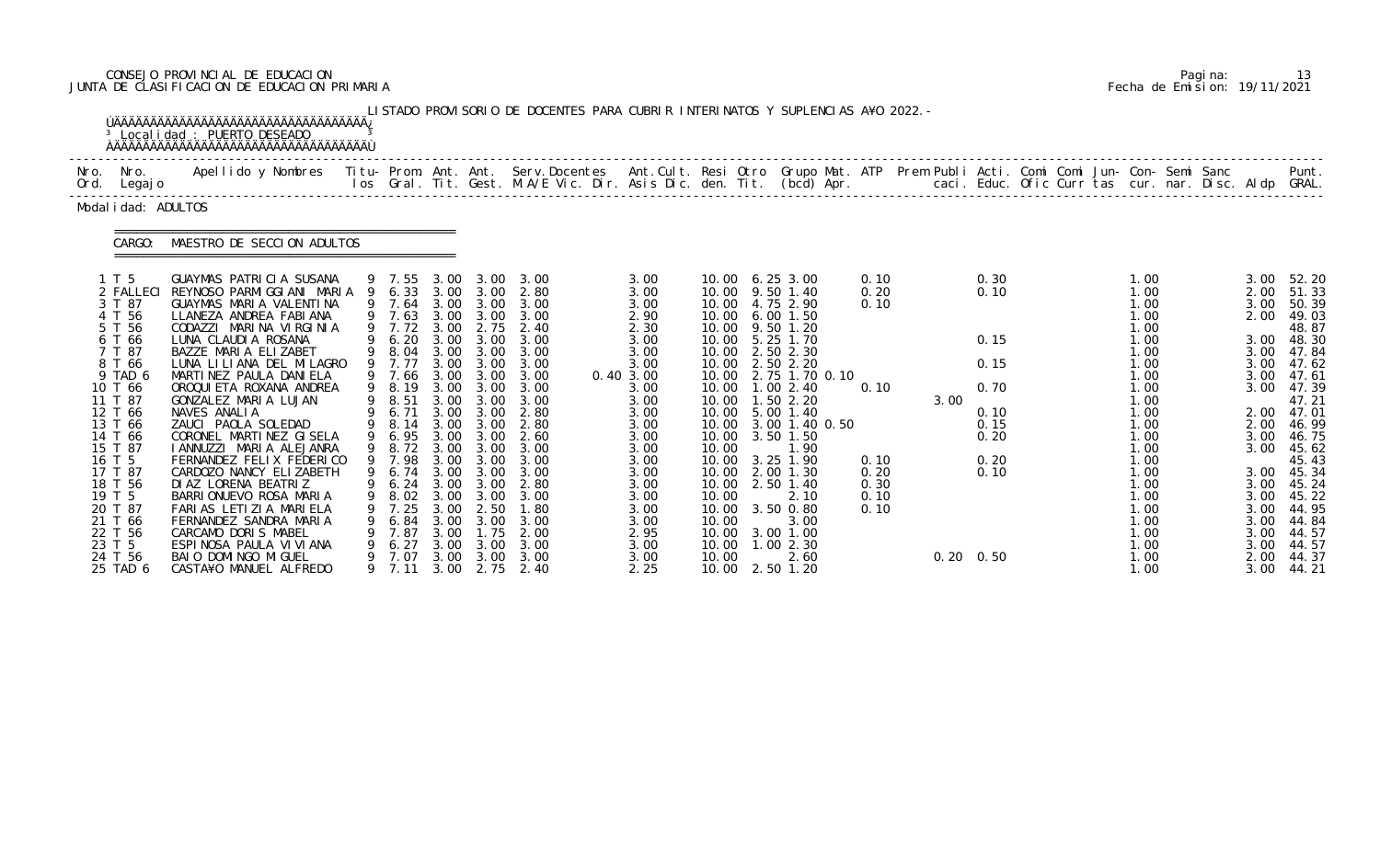CONSEJO PROVINCIAL DE EDUCACION
JUNTA DE CLASIFICACION DE EDUCACION PRIMARIA

Pagina: 13
Fecha de Emision: 19/11/2021

LISTADO PROVISORIO DE DOCENTES PARA CUBRIR INTERINATOS Y SUPLENCIAS A¥O 2022.-

Localidad : PUERTO DESEADO

Modalidad: ADULTOS

CARGO: MAESTRO DE SECCION ADULTOS

| Nro. Ord. | Nro. Legajo | Apellido y Nombres | Titu-los | Prom. Gral. | Ant. Tit. | Ant. Gest. | Serv.Docentes M.A/E Vic. Dir. | Ant.Cult. Asis Dic. | Resi den. | Otro Tit. | Grupo Mat. (bcd) Apr. | ATP | Prem Publi caci. | Acti. Educ. | Comi Ofic | Comi Curr | Jun-tas | Con-cur. | Semi nar. | Sanc Disc. | Aldp | Punt. GRAL. |
|---|---|---|---|---|---|---|---|---|---|---|---|---|---|---|---|---|---|---|---|---|---|---|
| 1 | T 5 | GUAYMAS PATRICIA SUSANA | 9 | 7.55 | 3.00 | 3.00 | 3.00 | 3.00 | 10.00 | 6.25 | 3.00 | 0.10 | | 0.30 | | | | 1.00 | | | 3.00 | 52.20 |
| 2 | FALLECI | REYNOSO PARMIGGIANI MARIA | 9 | 6.33 | 3.00 | 3.00 | 2.80 | 3.00 | 10.00 | 9.50 | 1.40 | 0.20 | | 0.10 | | | | 1.00 | | | 2.00 | 51.33 |
| 3 | T 87 | GUAYMAS MARIA VALENTINA | 9 | 7.64 | 3.00 | 3.00 | 3.00 | 3.00 | 10.00 | 4.75 | 2.90 | 0.10 | | | | | | 1.00 | | | 3.00 | 50.39 |
| 4 | T 56 | LLANEZA ANDREA FABIANA | 9 | 7.63 | 3.00 | 3.00 | 3.00 | 2.90 | 10.00 | 6.00 | 1.50 | | | | | | | 1.00 | | | 2.00 | 49.03 |
| 5 | T 56 | CODAZZI MARINA VIRGINIA | 9 | 7.72 | 3.00 | 2.75 | 2.40 | 2.30 | 10.00 | 9.50 | 1.20 | | | | | | | 1.00 | | | | 48.87 |
| 6 | T 66 | LUNA CLAUDIA ROSANA | 9 | 6.20 | 3.00 | 3.00 | 3.00 | 3.00 | 10.00 | 5.25 | 1.70 | | | 0.15 | | | | 1.00 | | | 3.00 | 48.30 |
| 7 | T 87 | BAZZE MARIA ELIZABET | 9 | 8.04 | 3.00 | 3.00 | 3.00 | 3.00 | 10.00 | 2.50 | 2.30 | | | | | | | 1.00 | | | 3.00 | 47.84 |
| 8 | T 66 | LUNA LILIANA DEL MILAGRO | 9 | 7.77 | 3.00 | 3.00 | 3.00 | 3.00 | 10.00 | 2.50 | 2.20 | | | 0.15 | | | | 1.00 | | | 3.00 | 47.62 |
| 9 | TAD 6 | MARTINEZ PAULA DANIELA | 9 | 7.66 | 3.00 | 3.00 | 3.00 | 0.40 3.00 | 10.00 | 2.75 | 1.70 0.10 | | | | | | | 1.00 | | | 3.00 | 47.61 |
| 10 | T 66 | OROQUIETA ROXANA ANDREA | 9 | 8.19 | 3.00 | 3.00 | 3.00 | 3.00 | 10.00 | 1.00 | 2.40 | 0.10 | | 0.70 | | | | 1.00 | | | 3.00 | 47.39 |
| 11 | T 87 | GONZALEZ MARIA LUJAN | 9 | 8.51 | 3.00 | 3.00 | 3.00 | 3.00 | 10.00 | 1.50 | 2.20 | | 3.00 | | | | | 1.00 | | | | 47.21 |
| 12 | T 66 | NAVES ANALIA | 9 | 6.71 | 3.00 | 3.00 | 2.80 | 3.00 | 10.00 | 5.00 | 1.40 | | | 0.10 | | | | 1.00 | | | 2.00 | 47.01 |
| 13 | T 66 | ZAUCI PAOLA SOLEDAD | 9 | 8.14 | 3.00 | 3.00 | 2.80 | 3.00 | 10.00 | 3.00 | 1.40 0.50 | | | 0.15 | | | | 1.00 | | | 2.00 | 46.99 |
| 14 | T 66 | CORONEL MARTINEZ GISELA | 9 | 6.95 | 3.00 | 3.00 | 2.60 | 3.00 | 10.00 | 3.50 | 1.50 | | | 0.20 | | | | 1.00 | | | 3.00 | 46.75 |
| 15 | T 87 | IANNUZZI MARIA ALEJANRA | 9 | 8.72 | 3.00 | 3.00 | 3.00 | 3.00 | 10.00 | | 1.90 | | | | | | | 1.00 | | | 3.00 | 45.62 |
| 16 | T 5 | FERNANDEZ FELIX FEDERICO | 9 | 7.98 | 3.00 | 3.00 | 3.00 | 3.00 | 10.00 | 3.25 | 1.90 | 0.10 | | 0.20 | | | | 1.00 | | | | 45.43 |
| 17 | T 87 | CARDOZO NANCY ELIZABETH | 9 | 6.74 | 3.00 | 3.00 | 3.00 | 3.00 | 10.00 | 2.00 | 1.30 | 0.20 | | 0.10 | | | | 1.00 | | | 3.00 | 45.34 |
| 18 | T 56 | DIAZ LORENA BEATRIZ | 9 | 6.24 | 3.00 | 3.00 | 2.80 | 3.00 | 10.00 | 2.50 | 1.40 | 0.30 | | | | | | 1.00 | | | 3.00 | 45.24 |
| 19 | T 5 | BARRIONUEVO ROSA MARIA | 9 | 8.02 | 3.00 | 3.00 | 3.00 | 3.00 | 10.00 | | 2.10 | 0.10 | | | | | | 1.00 | | | 3.00 | 45.22 |
| 20 | T 87 | FARIAS LETIZIA MARIELA | 9 | 7.25 | 3.00 | 2.50 | 1.80 | 3.00 | 10.00 | 3.50 | 0.80 | 0.10 | | | | | | 1.00 | | | 3.00 | 44.95 |
| 21 | T 66 | FERNANDEZ SANDRA MARIA | 9 | 6.84 | 3.00 | 3.00 | 3.00 | 3.00 | 10.00 | | 3.00 | | | | | | | 1.00 | | | 3.00 | 44.84 |
| 22 | T 56 | CARCAMO DORIS MABEL | 9 | 7.87 | 3.00 | 1.75 | 2.00 | 2.95 | 10.00 | 3.00 | 1.00 | | | | | | | 1.00 | | | 3.00 | 44.57 |
| 23 | T 5 | ESPINOSA PAULA VIVIANA | 9 | 6.27 | 3.00 | 3.00 | 3.00 | 3.00 | 10.00 | 1.00 | 2.30 | | | | | | | 1.00 | | | 3.00 | 44.57 |
| 24 | T 56 | BAIO DOMINGO MIGUEL | 9 | 7.07 | 3.00 | 3.00 | 3.00 | 3.00 | 10.00 | | 2.60 | | 0.20 | 0.50 | | | | 1.00 | | | 2.00 | 44.37 |
| 25 | TAD 6 | CASTA¥O MANUEL ALFREDO | 9 | 7.11 | 3.00 | 2.75 | 2.40 | 2.25 | 10.00 | 2.50 | 1.20 | | | | | | | 1.00 | | | 3.00 | 44.21 |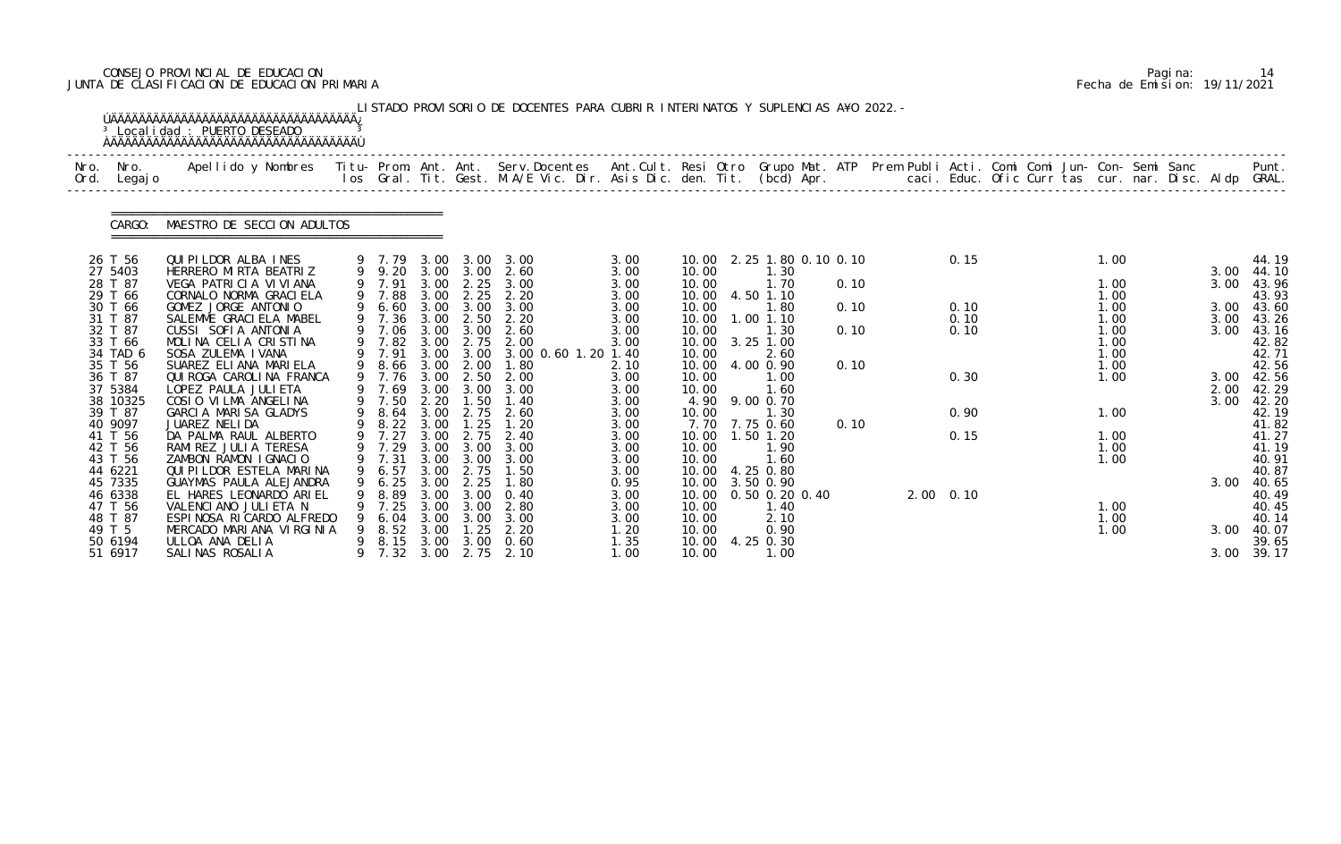CONSEJO PROVINCIAL DE EDUCACION
JUNTA DE CLASIFICACION DE EDUCACION PRIMARIA

Pagina: 14
Fecha de Emision: 19/11/2021

LISTADO PROVISORIO DE DOCENTES PARA CUBRIR INTERINATOS Y SUPLENCIAS A¥O 2022.-

Localidad : PUERTO DESEADO

CARGO: MAESTRO DE SECCION ADULTOS

| Nro. Ord. | Nro. Legajo | Apellido y Nombres | Titu- los | Prom. Gral. | Ant. Tit. | Ant. Gest. | Serv.Docentes M.A/E Vic. Dir. | Ant.Cult. Asis Dic. | Resi den. | Otro Tit. | Grupo Mat. (bcd) | ATP Apr. | Prem caci. | Publi Educ. | Acti. Ofic | Comi Curr | Comi tas | Jun- cur. | Con- nar. | Semi Disc. | Sanc Aldp | Punt. GRAL. |
|---|---|---|---|---|---|---|---|---|---|---|---|---|---|---|---|---|---|---|---|---|---|---|
| 26 | T 56 | QUIPILDOR ALBA INES | 9 | 7.79 | 3.00 | 3.00 | 3.00 | 3.00 | 10.00 | 2.25 | 1.80 0.10 0.10 | | | 0.15 | | | | 1.00 | | | | 44.19 |
| 27 | 5403 | HERRERO MIRTA BEATRIZ | 9 | 9.20 | 3.00 | 3.00 | 2.60 | 3.00 | 10.00 | | 1.30 | | | | | | | | | | 3.00 | 44.10 |
| 28 | T 87 | VEGA PATRICIA VIVIANA | 9 | 7.91 | 3.00 | 2.25 | 3.00 | 3.00 | 10.00 | | 1.70 | 0.10 | | | | | | 1.00 | | | 3.00 | 43.96 |
| 29 | T 66 | CORNALO NORMA GRACIELA | 9 | 7.88 | 3.00 | 2.25 | 2.20 | 3.00 | 10.00 | 4.50 | 1.10 | | | | | | | 1.00 | | | | 43.93 |
| 30 | T 66 | GOMEZ JORGE ANTONIO | 9 | 6.60 | 3.00 | 3.00 | 3.00 | 3.00 | 10.00 | | 1.80 | 0.10 | | 0.10 | | | | 1.00 | | | 3.00 | 43.60 |
| 31 | T 87 | SALEMME GRACIELA MABEL | 9 | 7.36 | 3.00 | 2.50 | 2.20 | 3.00 | 10.00 | 1.00 | 1.10 | | | 0.10 | | | | 1.00 | | | 3.00 | 43.26 |
| 32 | T 87 | CUSSI SOFIA ANTONIA | 9 | 7.06 | 3.00 | 3.00 | 2.60 | 3.00 | 10.00 | | 1.30 | 0.10 | | 0.10 | | | | 1.00 | | | 3.00 | 43.16 |
| 33 | T 66 | MOLINA CELIA CRISTINA | 9 | 7.82 | 3.00 | 2.75 | 2.00 | 3.00 | 10.00 | 3.25 | 1.00 | | | | | | | 1.00 | | | | 42.82 |
| 34 | TAD 6 | SOSA ZULEMA IVANA | 9 | 7.91 | 3.00 | 3.00 | 3.00 0.60 1.20 | 1.40 | 10.00 | | 2.60 | | | | | | | 1.00 | | | | 42.71 |
| 35 | T 56 | SUAREZ ELIANA MARIELA | 9 | 8.66 | 3.00 | 2.00 | 1.80 | 2.10 | 10.00 | 4.00 | 0.90 | 0.10 | | | | | | 1.00 | | | | 42.56 |
| 36 | T 87 | QUIROGA CAROLINA FRANCA | 9 | 7.76 | 3.00 | 2.50 | 2.00 | 3.00 | 10.00 | | 1.00 | | | 0.30 | | | | 1.00 | | | 3.00 | 42.56 |
| 37 | 5384 | LOPEZ PAULA JULIETA | 9 | 7.69 | 3.00 | 3.00 | 3.00 | 3.00 | 10.00 | | 1.60 | | | | | | | | | | 2.00 | 42.29 |
| 38 | 10325 | COSIO VILMA ANGELINA | 9 | 7.50 | 2.20 | 1.50 | 1.40 | 3.00 | 4.90 | 9.00 | 0.70 | | | | | | | | | | 3.00 | 42.20 |
| 39 | T 87 | GARCIA MARISA GLADYS | 9 | 8.64 | 3.00 | 2.75 | 2.60 | 3.00 | 10.00 | | 1.30 | | | 0.90 | | | | 1.00 | | | | 42.19 |
| 40 | 9097 | JUAREZ NELIDA | 9 | 8.22 | 3.00 | 1.25 | 1.20 | 3.00 | 7.70 | 7.75 | 0.60 | 0.10 | | | | | | | | | | 41.82 |
| 41 | T 56 | DA PALMA RAUL ALBERTO | 9 | 7.27 | 3.00 | 2.75 | 2.40 | 3.00 | 10.00 | 1.50 | 1.20 | | | 0.15 | | | | 1.00 | | | | 41.27 |
| 42 | T 56 | RAMIREZ JULIA TERESA | 9 | 7.29 | 3.00 | 3.00 | 3.00 | 3.00 | 10.00 | | 1.90 | | | | | | | 1.00 | | | | 41.19 |
| 43 | T 56 | ZAMBON RAMON IGNACIO | 9 | 7.31 | 3.00 | 3.00 | 3.00 | 3.00 | 10.00 | | 1.60 | | | | | | | 1.00 | | | | 40.91 |
| 44 | 6221 | QUIPILDOR ESTELA MARINA | 9 | 6.57 | 3.00 | 2.75 | 1.50 | 3.00 | 10.00 | 4.25 | 0.80 | | | | | | | | | | | 40.87 |
| 45 | 7335 | GUAYMAS PAULA ALEJANDRA | 9 | 6.25 | 3.00 | 2.25 | 1.80 | 0.95 | 10.00 | 3.50 | 0.90 | | | | | | | | | | 3.00 | 40.65 |
| 46 | 6338 | EL HARES LEONARDO ARIEL | 9 | 8.89 | 3.00 | 3.00 | 0.40 | 3.00 | 10.00 | 0.50 | 0.20 0.40 | | 2.00 | 0.10 | | | | | | | | 40.49 |
| 47 | T 56 | VALENCIANO JULIETA N | 9 | 7.25 | 3.00 | 3.00 | 2.80 | 3.00 | 10.00 | | 1.40 | | | | | | | 1.00 | | | | 40.45 |
| 48 | T 87 | ESPINOSA RICARDO ALFREDO | 9 | 6.04 | 3.00 | 3.00 | 3.00 | 3.00 | 10.00 | | 2.10 | | | | | | | 1.00 | | | | 40.14 |
| 49 | T 5 | MERCADO MARIANA VIRGINIA | 9 | 8.52 | 3.00 | 1.25 | 2.20 | 1.20 | 10.00 | | 0.90 | | | | | | | 1.00 | | | 3.00 | 40.07 |
| 50 | 6194 | ULLOA ANA DELIA | 9 | 8.15 | 3.00 | 3.00 | 0.60 | 1.35 | 10.00 | 4.25 | 0.30 | | | | | | | | | | | 39.65 |
| 51 | 6917 | SALINAS ROSALIA | 9 | 7.32 | 3.00 | 2.75 | 2.10 | 1.00 | 10.00 | | 1.00 | | | | | | | | | | 3.00 | 39.17 |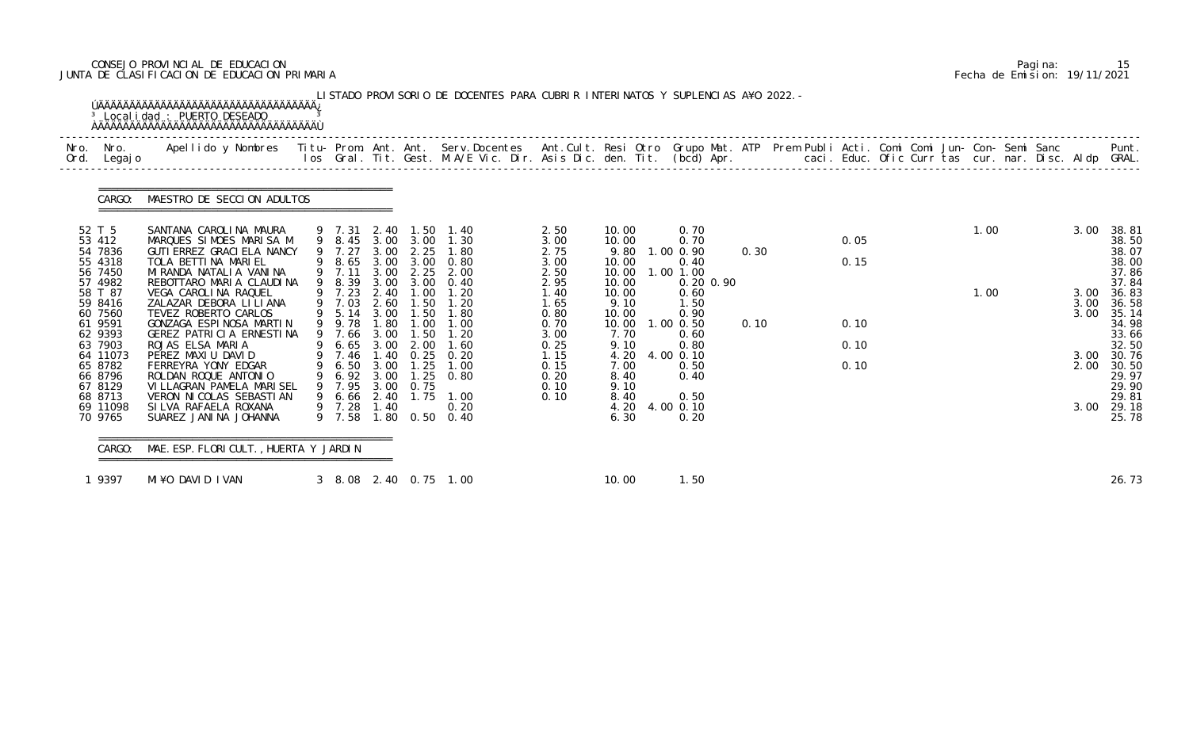CONSEJO PROVINCIAL DE EDUCACION
JUNTA DE CLASIFICACION DE EDUCACION PRIMARIA

Pagina: 15
Fecha de Emision: 19/11/2021

LISTADO PROVISORIO DE DOCENTES PARA CUBRIR INTERINATOS Y SUPLENCIAS A¥O 2022.-

Localidad : PUERTO DESEADO

CARGO: MAESTRO DE SECCION ADULTOS

| Nro. Ord. | Nro. Legajo | Apellido y Nombres | Titu- los | Prom. Gral. | Ant. Tit. | Ant. Gest. | Serv.Docentes M.A/E Vic. Dir. | Ant.Cult. Asis Dic. | Resi den. | Otro Tit. | Grupo Mat. (bcd) | ATP Apr. | Prem | Publi caci. | Acti. Educ. | Comi Ofic | Comi Curr | Jun- tas | Con- cur. | Semi nar. | Sanc Disc. | Aldp | Punt. GRAL. |
|---|---|---|---|---|---|---|---|---|---|---|---|---|---|---|---|---|---|---|---|---|---|---|---|
| 52 | T 5 | SANTANA CAROLINA MAURA | 9 | 7.31 | 2.40 | 1.50 | 1.40 | 2.50 | 10.00 | | 0.70 | | | | | | | | 1.00 | | | 3.00 | 38.81 |
| 53 | 412 | MARQUES SIMOES MARISA M | 9 | 8.45 | 3.00 | 3.00 | 1.30 | 3.00 | 10.00 | | 0.70 | | | | 0.05 | | | | | | | | 38.50 |
| 54 | 7836 | GUTIERREZ GRACIELA NANCY | 9 | 7.27 | 3.00 | 2.25 | 1.80 | 2.75 | 9.80 | 1.00 | 0.90 | 0.30 | | | | | | | | | | | 38.07 |
| 55 | 4318 | TOLA BETTINA MARIEL | 9 | 8.65 | 3.00 | 3.00 | 0.80 | 3.00 | 10.00 | | 0.40 | | | | 0.15 | | | | | | | | 38.00 |
| 56 | 7450 | MIRANDA NATALIA VANINA | 9 | 7.11 | 3.00 | 2.25 | 2.00 | 2.50 | 10.00 | 1.00 | 1.00 | | | | | | | | | | | | 37.86 |
| 57 | 4982 | REBOTTARO MARIA CLAUDINA | 9 | 8.39 | 3.00 | 3.00 | 0.40 | 2.95 | 10.00 | | 0.20 | 0.90 | | | | | | | | | | | 37.84 |
| 58 | T 87 | VEGA CAROLINA RAQUEL | 9 | 7.23 | 2.40 | 1.00 | 1.20 | 1.40 | 10.00 | | 0.60 | | | | | | | | 1.00 | | | 3.00 | 36.83 |
| 59 | 8416 | ZALAZAR DEBORA LILIANA | 9 | 7.03 | 2.60 | 1.50 | 1.20 | 1.65 | 9.10 | | 1.50 | | | | | | | | | | | 3.00 | 36.58 |
| 60 | 7560 | TEVEZ ROBERTO CARLOS | 9 | 5.14 | 3.00 | 1.50 | 1.80 | 0.80 | 10.00 | | 0.90 | | | | | | | | | | | 3.00 | 35.14 |
| 61 | 9591 | GONZAGA ESPINOSA MARTIN | 9 | 9.78 | 1.80 | 1.00 | 1.00 | 0.70 | 10.00 | 1.00 | 0.50 | 0.10 | | | 0.10 | | | | | | | | 34.98 |
| 62 | 9393 | GEREZ PATRICIA ERNESTINA | 9 | 7.66 | 3.00 | 1.50 | 1.20 | 3.00 | 7.70 | | 0.60 | | | | | | | | | | | | 33.66 |
| 63 | 7903 | ROJAS ELSA MARIA | 9 | 6.65 | 3.00 | 2.00 | 1.60 | 0.25 | 9.10 | | 0.80 | | | | 0.10 | | | | | | | | 32.50 |
| 64 | 11073 | PEREZ MAXIU DAVID | 9 | 7.46 | 1.40 | 0.25 | 0.20 | 1.15 | 4.20 | 4.00 | 0.10 | | | | | | | | | | | 3.00 | 30.76 |
| 65 | 8782 | FERREYRA YONY EDGAR | 9 | 6.50 | 3.00 | 1.25 | 1.00 | 0.15 | 7.00 | | 0.50 | | | | 0.10 | | | | | | | 2.00 | 30.50 |
| 66 | 8796 | ROLDAN ROQUE ANTONIO | 9 | 6.92 | 3.00 | 1.25 | 0.80 | 0.20 | 8.40 | | 0.40 | | | | | | | | | | | | 29.97 |
| 67 | 8129 | VILLAGRAN PAMELA MARISEL | 9 | 7.95 | 3.00 | 0.75 | | 0.10 | 9.10 | | | | | | | | | | | | | | 29.90 |
| 68 | 8713 | VERON NICOLAS SEBASTIAN | 9 | 6.66 | 2.40 | 1.75 | 1.00 | 0.10 | 8.40 | | 0.50 | | | | | | | | | | | | 29.81 |
| 69 | 11098 | SILVA RAFAELA ROXANA | 9 | 7.28 | 1.40 | | 0.20 | | 4.20 | 4.00 | 0.10 | | | | | | | | | | | 3.00 | 29.18 |
| 70 | 9765 | SUAREZ JANINA JOHANNA | 9 | 7.58 | 1.80 | 0.50 | 0.40 | | 6.30 | | 0.20 | | | | | | | | | | | | 25.78 |

CARGO: MAE.ESP.FLORICULT.,HUERTA Y JARDIN

| Nro. Ord. | Nro. Legajo | Apellido y Nombres | Titu- los | Prom. Gral. | Ant. Tit. | Ant. Gest. | Serv.Docentes M.A/E Vic. Dir. | Ant.Cult. Asis Dic. | Resi den. | Otro Tit. | Grupo Mat. (bcd) | ATP Apr. | Prem | Publi caci. | Acti. Educ. | Comi Ofic | Comi Curr | Jun- tas | Con- cur. | Semi nar. | Sanc Disc. | Aldp | Punt. GRAL. |
|---|---|---|---|---|---|---|---|---|---|---|---|---|---|---|---|---|---|---|---|---|---|---|---|
| 1 | 9397 | MI¥O DAVID IVAN | 3 | 8.08 | 2.40 | 0.75 | 1.00 | | 10.00 | | 1.50 | | | | | | | | | | | | 26.73 |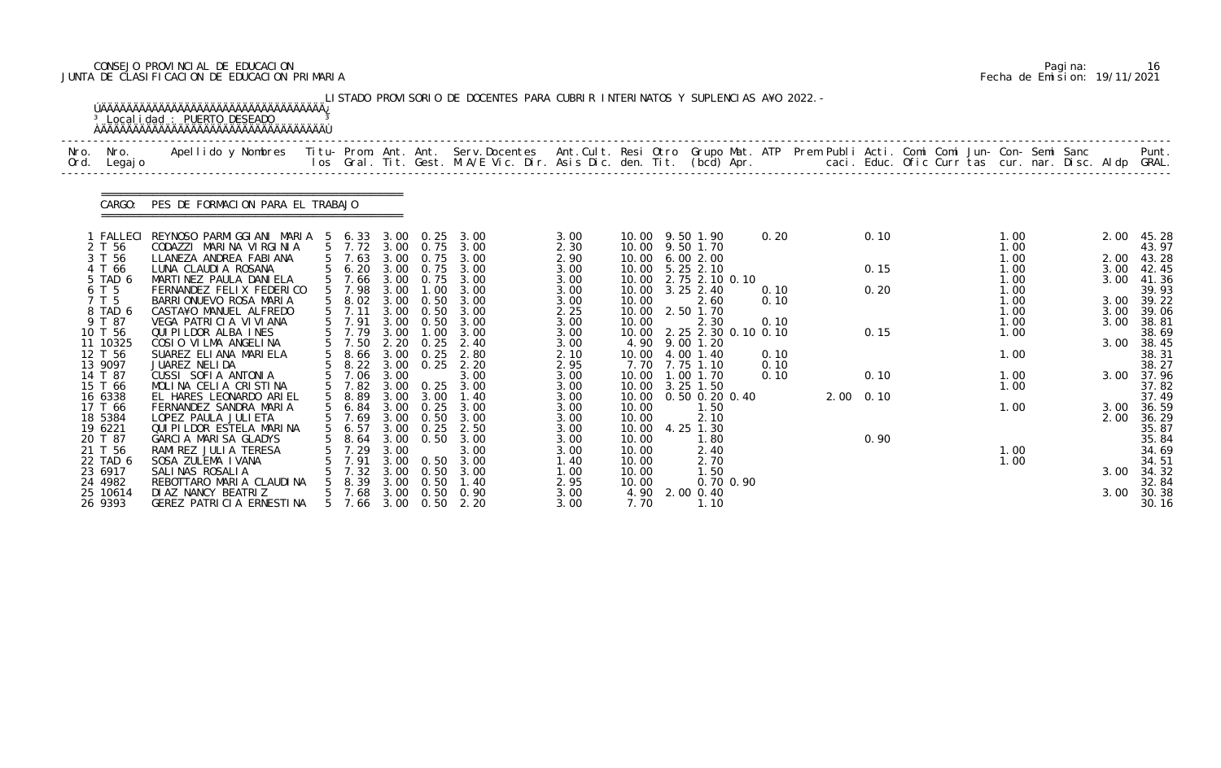CONSEJO PROVINCIAL DE EDUCACION
JUNTA DE CLASIFICACION DE EDUCACION PRIMARIA

Pagina: 16
Fecha de Emision: 19/11/2021

LISTADO PROVISORIO DE DOCENTES PARA CUBRIR INTERINATOS Y SUPLENCIAS A¥O 2022.-

Localidad : PUERTO DESEADO

CARGO: PES DE FORMACION PARA EL TRABAJO

| Nro. Ord. | Nro. Legajo | Apellido y Nombres | Titu-los | Prom. Gral. | Ant. Tit. | Ant. Gest. | Serv.Docentes M.A/E Vic. Dir. | Ant.Cult. Asis Dic. | Resi den. | Otro Tit. | Grupo Mat. (bcd) | ATP Apr. | Prem Publi caci. | Acti. Educ. | Comi Ofic | Comi Curr | Jun- tas | Con- cur. | Semi nar. | Sanc Disc. | Aldp | Punt. GRAL. |
|---|---|---|---|---|---|---|---|---|---|---|---|---|---|---|---|---|---|---|---|---|---|---|
| 1 | FALLECI | REYNOSO PARMIGGIANI MARIA | 5 | 6.33 | 3.00 | 0.25 | 3.00 | 3.00 | 10.00 | 9.50 | 1.90 | 0.20 | | 0.10 | | | | 1.00 | | | 2.00 | 45.28 |
| 2 | T 56 | CODAZZI MARINA VIRGINIA | 5 | 7.72 | 3.00 | 0.75 | 3.00 | 2.30 | 10.00 | 9.50 | 1.70 | | | | | | | 1.00 | | | | 43.97 |
| 3 | T 56 | LLANEZA ANDREA FABIANA | 5 | 7.63 | 3.00 | 0.75 | 3.00 | 2.90 | 10.00 | 6.00 | 2.00 | | | | | | | 1.00 | | | 2.00 | 43.28 |
| 4 | T 66 | LUNA CLAUDIA ROSANA | 5 | 6.20 | 3.00 | 0.75 | 3.00 | 3.00 | 10.00 | 5.25 | 2.10 | | | 0.15 | | | | 1.00 | | | 3.00 | 42.45 |
| 5 | TAD 6 | MARTINEZ PAULA DANIELA | 5 | 7.66 | 3.00 | 0.75 | 3.00 | 3.00 | 10.00 | 2.75 | 2.10 0.10 | | | | | | | 1.00 | | | 3.00 | 41.36 |
| 6 | T 5 | FERNANDEZ FELIX FEDERICO | 5 | 7.98 | 3.00 | 1.00 | 3.00 | 3.00 | 10.00 | 3.25 | 2.40 | 0.10 | | 0.20 | | | | 1.00 | | | | 39.93 |
| 7 | T 5 | BARRIONUEVO ROSA MARIA | 5 | 8.02 | 3.00 | 0.50 | 3.00 | 3.00 | 10.00 | | 2.60 | 0.10 | | | | | | 1.00 | | | 3.00 | 39.22 |
| 8 | TAD 6 | CASTA¥O MANUEL ALFREDO | 5 | 7.11 | 3.00 | 0.50 | 3.00 | 2.25 | 10.00 | 2.50 | 1.70 | | | | | | | 1.00 | | | 3.00 | 39.06 |
| 9 | T 87 | VEGA PATRICIA VIVIANA | 5 | 7.91 | 3.00 | 0.50 | 3.00 | 3.00 | 10.00 | | 2.30 | 0.10 | | | | | | 1.00 | | | 3.00 | 38.81 |
| 10 | T 56 | QUIPILDOR ALBA INES | 5 | 7.79 | 3.00 | 1.00 | 3.00 | 3.00 | 10.00 | 2.25 | 2.30 0.10 | 0.10 | | 0.15 | | | | 1.00 | | | | 38.69 |
| 11 | 10325 | COSIO VILMA ANGELINA | 5 | 7.50 | 2.20 | 0.25 | 2.40 | 3.00 | 4.90 | 9.00 | 1.20 | | | | | | | | | | 3.00 | 38.45 |
| 12 | T 56 | SUAREZ ELIANA MARIELA | 5 | 8.66 | 3.00 | 0.25 | 2.80 | 2.10 | 10.00 | 4.00 | 1.40 | 0.10 | | | | | | 1.00 | | | | 38.31 |
| 13 | 9097 | JUAREZ NELIDA | 5 | 8.22 | 3.00 | 0.25 | 2.20 | 2.95 | 7.70 | 7.75 | 1.10 | 0.10 | | | | | | | | | | 38.27 |
| 14 | T 87 | CUSSI SOFIA ANTONIA | 5 | 7.06 | 3.00 | | 3.00 | 3.00 | 10.00 | 1.00 | 1.70 | 0.10 | | 0.10 | | | | 1.00 | | | 3.00 | 37.96 |
| 15 | T 66 | MOLINA CELIA CRISTINA | 5 | 7.82 | 3.00 | 0.25 | 3.00 | 3.00 | 10.00 | 3.25 | 1.50 | | | | | | | 1.00 | | | | 37.82 |
| 16 | 6338 | EL HARES LEONARDO ARIEL | 5 | 8.89 | 3.00 | 3.00 | 1.40 | 3.00 | 10.00 | 0.50 | 0.20 0.40 | | 2.00 | 0.10 | | | | | | | | 37.49 |
| 17 | T 66 | FERNANDEZ SANDRA MARIA | 5 | 6.84 | 3.00 | 0.25 | 3.00 | 3.00 | 10.00 | | 1.50 | | | | | | | 1.00 | | | 3.00 | 36.59 |
| 18 | 5384 | LOPEZ PAULA JULIETA | 5 | 7.69 | 3.00 | 0.50 | 3.00 | 3.00 | 10.00 | | 2.10 | | | | | | | | | | 2.00 | 36.29 |
| 19 | 6221 | QUIPILDOR ESTELA MARINA | 5 | 6.57 | 3.00 | 0.25 | 2.50 | 3.00 | 10.00 | 4.25 | 1.30 | | | | | | | | | | | 35.87 |
| 20 | T 87 | GARCIA MARISA GLADYS | 5 | 8.64 | 3.00 | 0.50 | 3.00 | 3.00 | 10.00 | | 1.80 | | | 0.90 | | | | | | | | 35.84 |
| 21 | T 56 | RAMIREZ JULIA TERESA | 5 | 7.29 | 3.00 | | 3.00 | 3.00 | 10.00 | | 2.40 | | | | | | | 1.00 | | | | 34.69 |
| 22 | TAD 6 | SOSA ZULEMA IVANA | 5 | 7.91 | 3.00 | 0.50 | 3.00 | 1.40 | 10.00 | | 2.70 | | | | | | | 1.00 | | | | 34.51 |
| 23 | 6917 | SALINAS ROSALIA | 5 | 7.32 | 3.00 | 0.50 | 3.00 | 1.00 | 10.00 | | 1.50 | | | | | | | | | | 3.00 | 34.32 |
| 24 | 4982 | REBOTTARO MARIA CLAUDINA | 5 | 8.39 | 3.00 | 0.50 | 1.40 | 2.95 | 10.00 | | 0.70 0.90 | | | | | | | | | | | 32.84 |
| 25 | 10614 | DIAZ NANCY BEATRIZ | 5 | 7.68 | 3.00 | 0.50 | 0.90 | 3.00 | 4.90 | 2.00 | 0.40 | | | | | | | | | | 3.00 | 30.38 |
| 26 | 9393 | GEREZ PATRICIA ERNESTINA | 5 | 7.66 | 3.00 | 0.50 | 2.20 | 3.00 | 7.70 | | 1.10 | | | | | | | | | | | 30.16 |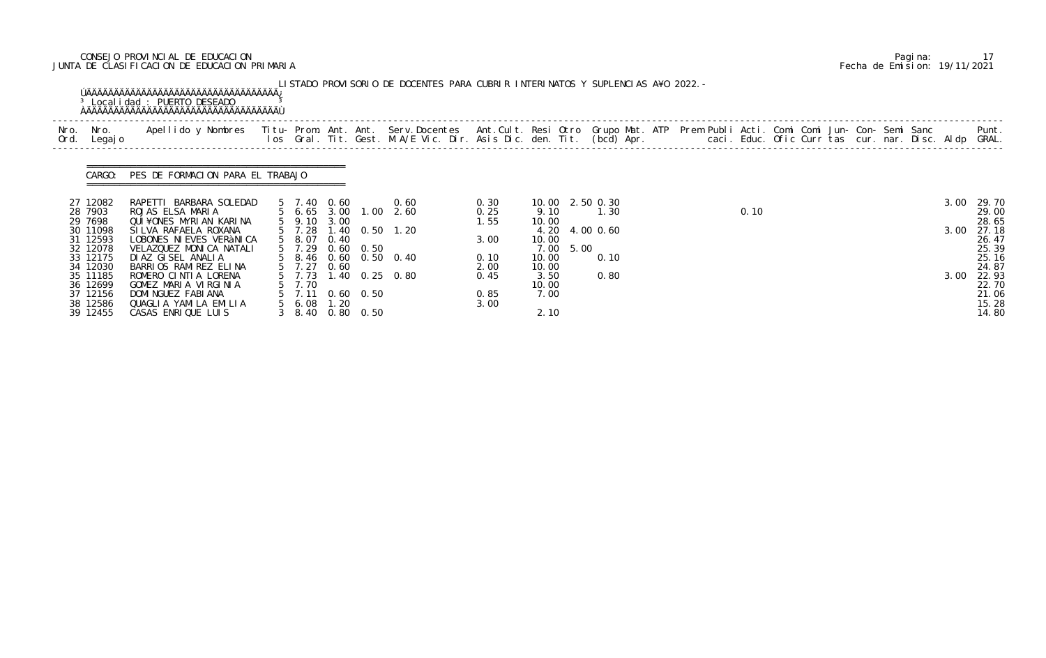CONSEJO PROVINCIAL DE EDUCACION
JUNTA DE CLASIFICACION DE EDUCACION PRIMARIA

Pagina: 17
Fecha de Emision: 19/11/2021

LISTADO PROVISORIO DE DOCENTES PARA CUBRIR INTERINATOS Y SUPLENCIAS A¥O 2022.-

Localidad : PUERTO DESEADO

CARGO: PES DE FORMACION PARA EL TRABAJO

| Nro. Ord. | Nro. Legajo | Apellido y Nombres | Titu-los | Prom. Gral. | Ant. Tit. | Ant. Gest. | Serv.Docentes M.A/E Vic. Dir. | Ant.Cult. Asis Dic. | Resi den. | Otro Tit. | Grupo Mat. (bcd) | ATP Apr. | Prem Publi caci. | Acti. Educ. | Comi Ofic | Comi Curr | Jun-tas | Con-cur. | Semi nar. | Sanc Disc. | Aldp | Punt. GRAL. |
|---|---|---|---|---|---|---|---|---|---|---|---|---|---|---|---|---|---|---|---|---|---|---|
| 27 | 12082 | RAPETTI BARBARA SOLEDAD | 5 | 7.40 | 0.60 | | 0.60 | 0.30 | 10.00 | 2.50 | 0.30 | | | | | | | | | | 3.00 | 29.70 |
| 28 | 7903 | ROJAS ELSA MARIA | 5 | 6.65 | 3.00 | 1.00 | 2.60 | 0.25 | 9.10 | | 1.30 | | | 0.10 | | | | | | | | 29.00 |
| 29 | 7698 | QUI¥ONES MYRIAN KARINA | 5 | 9.10 | 3.00 | | | 1.55 | 10.00 | | | | | | | | | | | | | 28.65 |
| 30 | 11098 | SILVA RAFAELA ROXANA | 5 | 7.28 | 1.40 | 0.50 | 1.20 | | 4.20 | 4.00 | 0.60 | | | | | | | | | | 3.00 | 27.18 |
| 31 | 12593 | LOBONES NIEVES VERòNICA | 5 | 8.07 | 0.40 | | | 3.00 | 10.00 | | | | | | | | | | | | | 26.47 |
| 32 | 12078 | VELAZQUEZ MONICA NATALI | 5 | 7.29 | 0.60 | 0.50 | | | 7.00 | 5.00 | | | | | | | | | | | | 25.39 |
| 33 | 12175 | DIAZ GISEL ANALIA | 5 | 8.46 | 0.60 | 0.50 | 0.40 | 0.10 | 10.00 | | 0.10 | | | | | | | | | | | 25.16 |
| 34 | 12030 | BARRIOS RAMIREZ ELINA | 5 | 7.27 | 0.60 | | | 2.00 | 10.00 | | | | | | | | | | | | | 24.87 |
| 35 | 11185 | ROMERO CINTIA LORENA | 5 | 7.73 | 1.40 | 0.25 | 0.80 | 0.45 | 3.50 | | 0.80 | | | | | | | | | | 3.00 | 22.93 |
| 36 | 12699 | GOMEZ MARIA VIRGINIA | 5 | 7.70 | | | | | 10.00 | | | | | | | | | | | | | 22.70 |
| 37 | 12156 | DOMINGUEZ FABIANA | 5 | 7.11 | 0.60 | 0.50 | | 0.85 | 7.00 | | | | | | | | | | | | | 21.06 |
| 38 | 12586 | QUAGLIA YAMILA EMILIA | 5 | 6.08 | 1.20 | | | 3.00 | | | | | | | | | | | | | | 15.28 |
| 39 | 12455 | CASAS ENRIQUE LUIS | 3 | 8.40 | 0.80 | 0.50 | | | 2.10 | | | | | | | | | | | | | 14.80 |